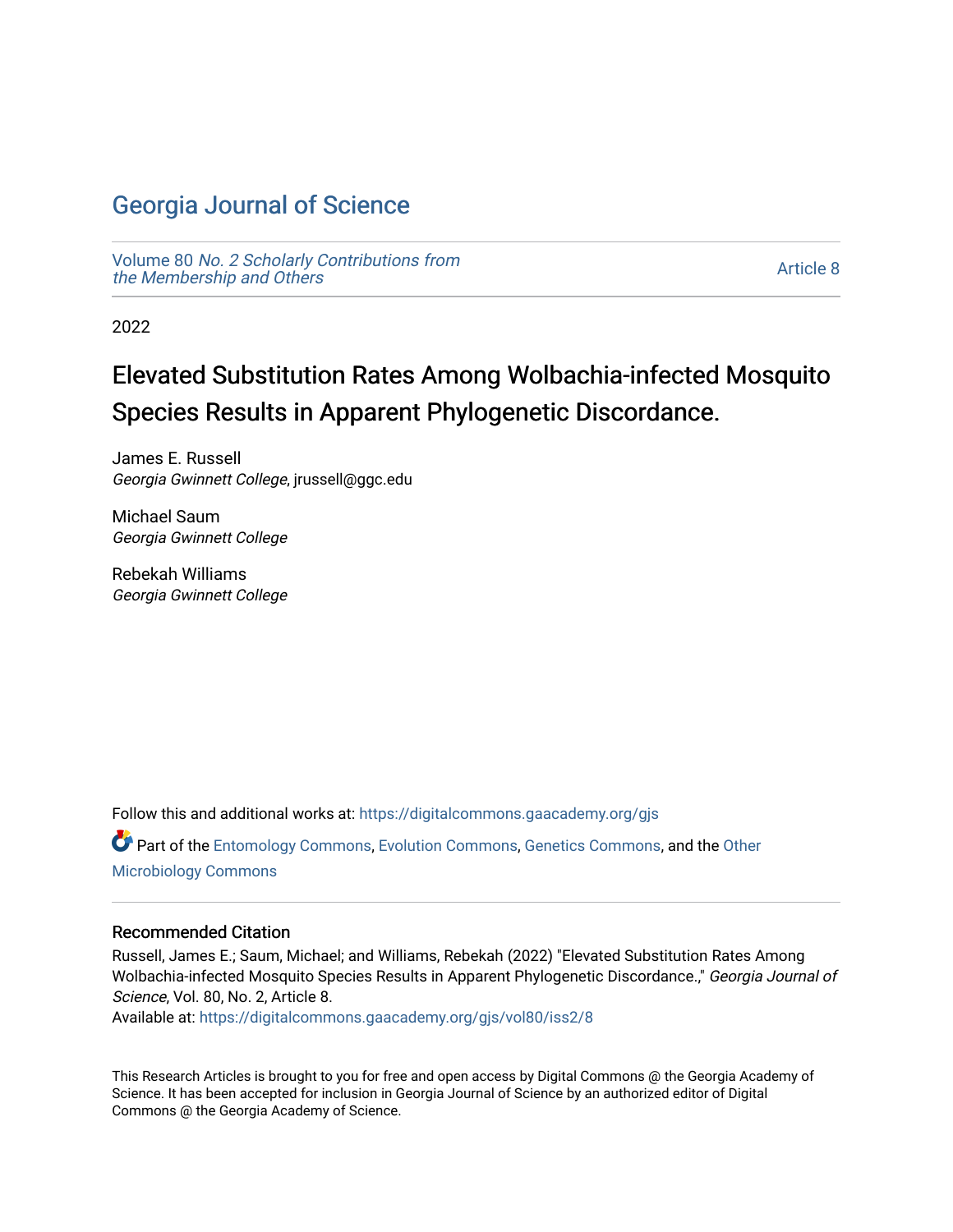# Georgia Journal of Science

Volume 80 *No. 2 Scholarly Contributions from the Membership and Others*

Article 8

2022

## Elevated Substitution Rates Among Wolbachia-infected Mosquito Species Results in Apparent Phylogenetic Discordance.

James E. Russell
*Georgia Gwinnett College*, jrussell@ggc.edu

Michael Saum
*Georgia Gwinnett College*

Rebekah Williams
*Georgia Gwinnett College*

Follow this and additional works at: https://digitalcommons.gaacademy.org/gjs

Part of the Entomology Commons, Evolution Commons, Genetics Commons, and the Other Microbiology Commons

### Recommended Citation

Russell, James E.; Saum, Michael; and Williams, Rebekah (2022) "Elevated Substitution Rates Among Wolbachia-infected Mosquito Species Results in Apparent Phylogenetic Discordance.," *Georgia Journal of Science*, Vol. 80, No. 2, Article 8.
Available at: https://digitalcommons.gaacademy.org/gjs/vol80/iss2/8

This Research Articles is brought to you for free and open access by Digital Commons @ the Georgia Academy of Science. It has been accepted for inclusion in Georgia Journal of Science by an authorized editor of Digital Commons @ the Georgia Academy of Science.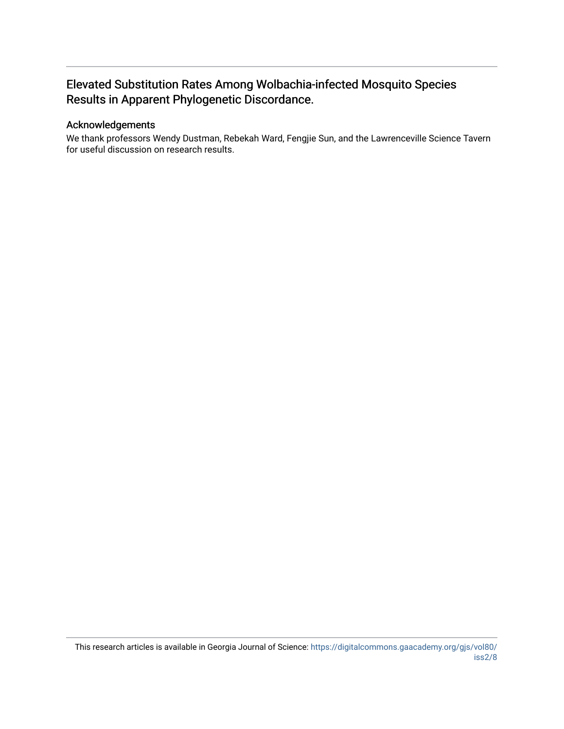# Elevated Substitution Rates Among Wolbachia-infected Mosquito Species Results in Apparent Phylogenetic Discordance.

## Acknowledgements

We thank professors Wendy Dustman, Rebekah Ward, Fengjie Sun, and the Lawrenceville Science Tavern for useful discussion on research results.

This research articles is available in Georgia Journal of Science: https://digitalcommons.gaacademy.org/gjs/vol80/iss2/8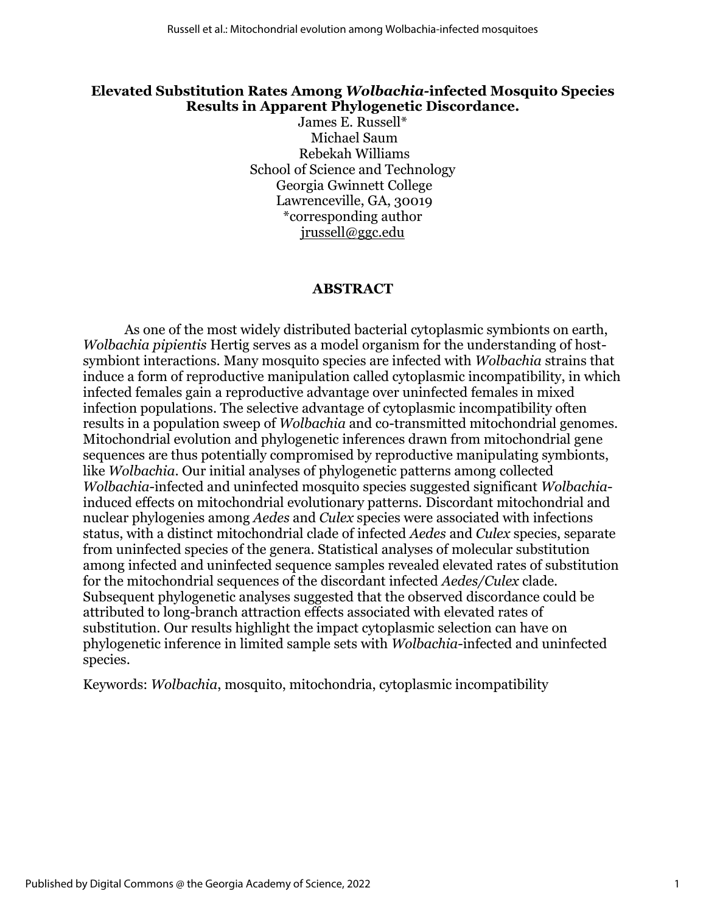# Elevated Substitution Rates Among *Wolbachia*-infected Mosquito Species Results in Apparent Phylogenetic Discordance.

James E. Russell*
Michael Saum
Rebekah Williams
School of Science and Technology
Georgia Gwinnett College
Lawrenceville, GA, 30019
*corresponding author
jrussell@ggc.edu

## ABSTRACT

As one of the most widely distributed bacterial cytoplasmic symbionts on earth, *Wolbachia pipientis* Hertig serves as a model organism for the understanding of host-symbiont interactions. Many mosquito species are infected with *Wolbachia* strains that induce a form of reproductive manipulation called cytoplasmic incompatibility, in which infected females gain a reproductive advantage over uninfected females in mixed infection populations. The selective advantage of cytoplasmic incompatibility often results in a population sweep of *Wolbachia* and co-transmitted mitochondrial genomes. Mitochondrial evolution and phylogenetic inferences drawn from mitochondrial gene sequences are thus potentially compromised by reproductive manipulating symbionts, like *Wolbachia*. Our initial analyses of phylogenetic patterns among collected *Wolbachia*-infected and uninfected mosquito species suggested significant *Wolbachia*-induced effects on mitochondrial evolutionary patterns. Discordant mitochondrial and nuclear phylogenies among *Aedes* and *Culex* species were associated with infections status, with a distinct mitochondrial clade of infected *Aedes* and *Culex* species, separate from uninfected species of the genera. Statistical analyses of molecular substitution among infected and uninfected sequence samples revealed elevated rates of substitution for the mitochondrial sequences of the discordant infected *Aedes/Culex* clade. Subsequent phylogenetic analyses suggested that the observed discordance could be attributed to long-branch attraction effects associated with elevated rates of substitution. Our results highlight the impact cytoplasmic selection can have on phylogenetic inference in limited sample sets with *Wolbachia*-infected and uninfected species.

Keywords: *Wolbachia*, mosquito, mitochondria, cytoplasmic incompatibility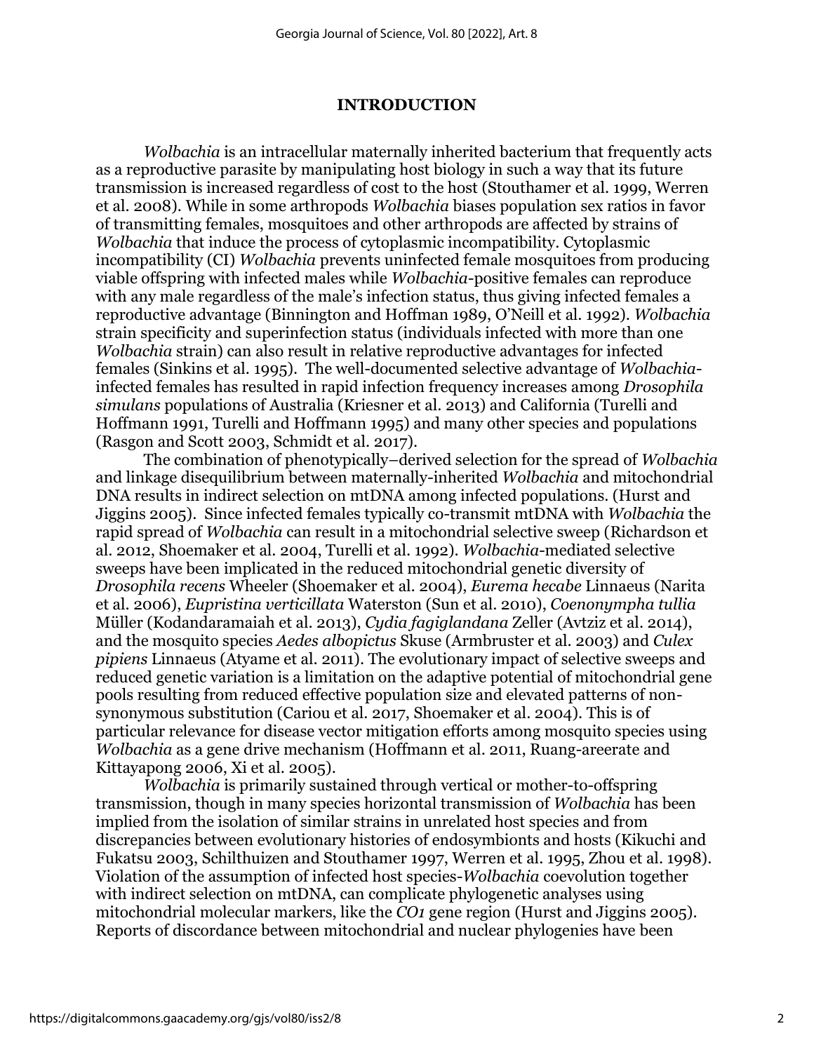## INTRODUCTION

*Wolbachia* is an intracellular maternally inherited bacterium that frequently acts as a reproductive parasite by manipulating host biology in such a way that its future transmission is increased regardless of cost to the host (Stouthamer et al. 1999, Werren et al. 2008). While in some arthropods *Wolbachia* biases population sex ratios in favor of transmitting females, mosquitoes and other arthropods are affected by strains of *Wolbachia* that induce the process of cytoplasmic incompatibility. Cytoplasmic incompatibility (CI) *Wolbachia* prevents uninfected female mosquitoes from producing viable offspring with infected males while *Wolbachia*-positive females can reproduce with any male regardless of the male's infection status, thus giving infected females a reproductive advantage (Binnington and Hoffman 1989, O'Neill et al. 1992). *Wolbachia* strain specificity and superinfection status (individuals infected with more than one *Wolbachia* strain) can also result in relative reproductive advantages for infected females (Sinkins et al. 1995). The well-documented selective advantage of *Wolbachia*-infected females has resulted in rapid infection frequency increases among *Drosophila simulans* populations of Australia (Kriesner et al. 2013) and California (Turelli and Hoffmann 1991, Turelli and Hoffmann 1995) and many other species and populations (Rasgon and Scott 2003, Schmidt et al. 2017).

The combination of phenotypically–derived selection for the spread of *Wolbachia* and linkage disequilibrium between maternally-inherited *Wolbachia* and mitochondrial DNA results in indirect selection on mtDNA among infected populations. (Hurst and Jiggins 2005). Since infected females typically co-transmit mtDNA with *Wolbachia* the rapid spread of *Wolbachia* can result in a mitochondrial selective sweep (Richardson et al. 2012, Shoemaker et al. 2004, Turelli et al. 1992). *Wolbachia*-mediated selective sweeps have been implicated in the reduced mitochondrial genetic diversity of *Drosophila recens* Wheeler (Shoemaker et al. 2004), *Eurema hecabe* Linnaeus (Narita et al. 2006), *Eupristina verticillata* Waterston (Sun et al. 2010), *Coenonympha tullia* Müller (Kodandaramaiah et al. 2013), *Cydia fagiglandana* Zeller (Avtziz et al. 2014), and the mosquito species *Aedes albopictus* Skuse (Armbruster et al. 2003) and *Culex pipiens* Linnaeus (Atyame et al. 2011). The evolutionary impact of selective sweeps and reduced genetic variation is a limitation on the adaptive potential of mitochondrial gene pools resulting from reduced effective population size and elevated patterns of non-synonymous substitution (Cariou et al. 2017, Shoemaker et al. 2004). This is of particular relevance for disease vector mitigation efforts among mosquito species using *Wolbachia* as a gene drive mechanism (Hoffmann et al. 2011, Ruang-areerate and Kittayapong 2006, Xi et al. 2005).

*Wolbachia* is primarily sustained through vertical or mother-to-offspring transmission, though in many species horizontal transmission of *Wolbachia* has been implied from the isolation of similar strains in unrelated host species and from discrepancies between evolutionary histories of endosymbionts and hosts (Kikuchi and Fukatsu 2003, Schilthuizen and Stouthamer 1997, Werren et al. 1995, Zhou et al. 1998). Violation of the assumption of infected host species-*Wolbachia* coevolution together with indirect selection on mtDNA, can complicate phylogenetic analyses using mitochondrial molecular markers, like the *CO1* gene region (Hurst and Jiggins 2005). Reports of discordance between mitochondrial and nuclear phylogenies have been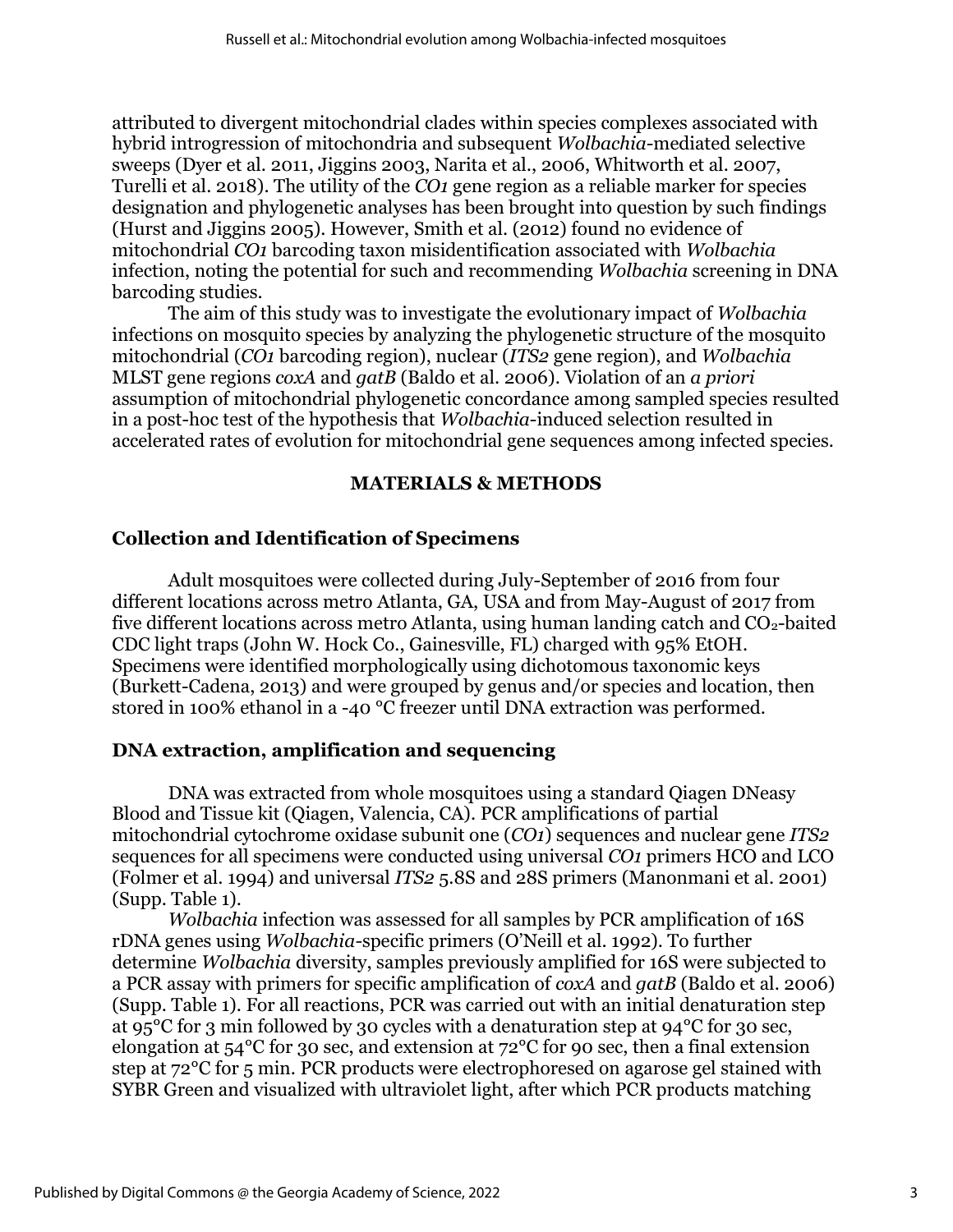attributed to divergent mitochondrial clades within species complexes associated with hybrid introgression of mitochondria and subsequent *Wolbachia*-mediated selective sweeps (Dyer et al. 2011, Jiggins 2003, Narita et al., 2006, Whitworth et al. 2007, Turelli et al. 2018). The utility of the *CO1* gene region as a reliable marker for species designation and phylogenetic analyses has been brought into question by such findings (Hurst and Jiggins 2005). However, Smith et al. (2012) found no evidence of mitochondrial *CO1* barcoding taxon misidentification associated with *Wolbachia* infection, noting the potential for such and recommending *Wolbachia* screening in DNA barcoding studies.

The aim of this study was to investigate the evolutionary impact of *Wolbachia* infections on mosquito species by analyzing the phylogenetic structure of the mosquito mitochondrial (*CO1* barcoding region), nuclear (*ITS2* gene region), and *Wolbachia* MLST gene regions *coxA* and *gatB* (Baldo et al. 2006). Violation of an *a priori* assumption of mitochondrial phylogenetic concordance among sampled species resulted in a post-hoc test of the hypothesis that *Wolbachia*-induced selection resulted in accelerated rates of evolution for mitochondrial gene sequences among infected species.

## MATERIALS & METHODS

### Collection and Identification of Specimens

Adult mosquitoes were collected during July-September of 2016 from four different locations across metro Atlanta, GA, USA and from May-August of 2017 from five different locations across metro Atlanta, using human landing catch and $CO_2$-baited CDC light traps (John W. Hock Co., Gainesville, FL) charged with 95% EtOH. Specimens were identified morphologically using dichotomous taxonomic keys (Burkett-Cadena, 2013) and were grouped by genus and/or species and location, then stored in 100% ethanol in a -40 °C freezer until DNA extraction was performed.

### DNA extraction, amplification and sequencing

DNA was extracted from whole mosquitoes using a standard Qiagen DNeasy Blood and Tissue kit (Qiagen, Valencia, CA). PCR amplifications of partial mitochondrial cytochrome oxidase subunit one (*CO1*) sequences and nuclear gene *ITS2* sequences for all specimens were conducted using universal *CO1* primers HCO and LCO (Folmer et al. 1994) and universal *ITS2* 5.8S and 28S primers (Manonmani et al. 2001) (Supp. Table 1).

*Wolbachia* infection was assessed for all samples by PCR amplification of 16S rDNA genes using *Wolbachia*-specific primers (O'Neill et al. 1992). To further determine *Wolbachia* diversity, samples previously amplified for 16S were subjected to a PCR assay with primers for specific amplification of *coxA* and *gatB* (Baldo et al. 2006) (Supp. Table 1). For all reactions, PCR was carried out with an initial denaturation step at 95°C for 3 min followed by 30 cycles with a denaturation step at 94°C for 30 sec, elongation at 54°C for 30 sec, and extension at 72°C for 90 sec, then a final extension step at 72°C for 5 min. PCR products were electrophoresed on agarose gel stained with SYBR Green and visualized with ultraviolet light, after which PCR products matching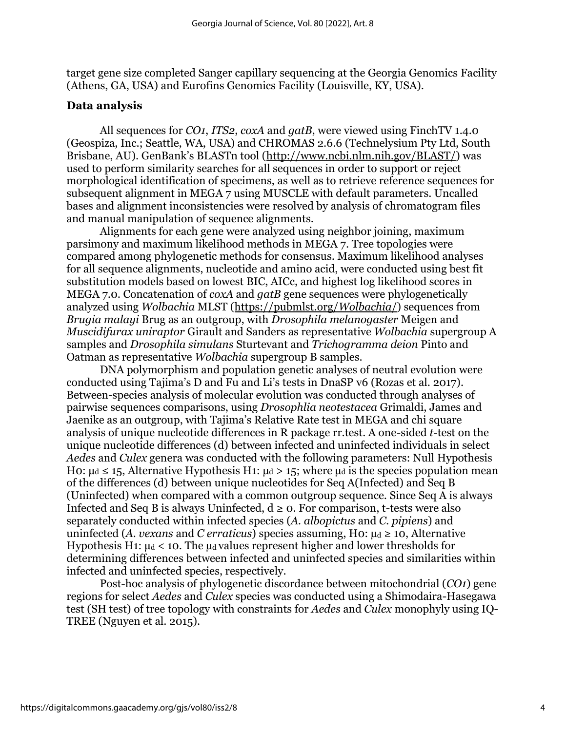target gene size completed Sanger capillary sequencing at the Georgia Genomics Facility (Athens, GA, USA) and Eurofins Genomics Facility (Louisville, KY, USA).

### Data analysis

All sequences for *CO1*, *ITS2*, *coxA* and *gatB*, were viewed using FinchTV 1.4.0 (Geospiza, Inc.; Seattle, WA, USA) and CHROMAS 2.6.6 (Technelysium Pty Ltd, South Brisbane, AU). GenBank's BLASTn tool (http://www.ncbi.nlm.nih.gov/BLAST/) was used to perform similarity searches for all sequences in order to support or reject morphological identification of specimens, as well as to retrieve reference sequences for subsequent alignment in MEGA 7 using MUSCLE with default parameters. Uncalled bases and alignment inconsistencies were resolved by analysis of chromatogram files and manual manipulation of sequence alignments.

Alignments for each gene were analyzed using neighbor joining, maximum parsimony and maximum likelihood methods in MEGA 7. Tree topologies were compared among phylogenetic methods for consensus. Maximum likelihood analyses for all sequence alignments, nucleotide and amino acid, were conducted using best fit substitution models based on lowest BIC, AICc, and highest log likelihood scores in MEGA 7.0. Concatenation of *coxA* and *gatB* gene sequences were phylogenetically analyzed using *Wolbachia* MLST (https://pubmlst.org/*Wolbachia*/) sequences from *Brugia malayi* Brug as an outgroup, with *Drosophila melanogaster* Meigen and *Muscidifurax uniraptor* Girault and Sanders as representative *Wolbachia* supergroup A samples and *Drosophila simulans* Sturtevant and *Trichogramma deion* Pinto and Oatman as representative *Wolbachia* supergroup B samples.

DNA polymorphism and population genetic analyses of neutral evolution were conducted using Tajima's D and Fu and Li's tests in DnaSP v6 (Rozas et al. 2017). Between-species analysis of molecular evolution was conducted through analyses of pairwise sequences comparisons, using *Drosophlia neotestacea* Grimaldi, James and Jaenike as an outgroup, with Tajima's Relative Rate test in MEGA and chi square analysis of unique nucleotide differences in R package rr.test. A one-sided *t*-test on the unique nucleotide differences (d) between infected and uninfected individuals in select *Aedes* and *Culex* genera was conducted with the following parameters: Null Hypothesis H0: $\mu_d \leq 15$, Alternative Hypothesis H1: $\mu_d > 15$; where $\mu_d$ is the species population mean of the differences (d) between unique nucleotides for Seq A(Infected) and Seq B (Uninfected) when compared with a common outgroup sequence. Since Seq A is always Infected and Seq B is always Uninfected, $d \geq 0$. For comparison, t-tests were also separately conducted within infected species (*A. albopictus* and *C. pipiens*) and uninfected (*A. vexans* and *C erraticus*) species assuming, H0: $\mu_d \geq 10$, Alternative Hypothesis H1: $\mu_d < 10$. The $\mu_d$ values represent higher and lower thresholds for determining differences between infected and uninfected species and similarities within infected and uninfected species, respectively.

Post-hoc analysis of phylogenetic discordance between mitochondrial (*CO1*) gene regions for select *Aedes* and *Culex* species was conducted using a Shimodaira-Hasegawa test (SH test) of tree topology with constraints for *Aedes* and *Culex* monophyly using IQ-TREE (Nguyen et al. 2015).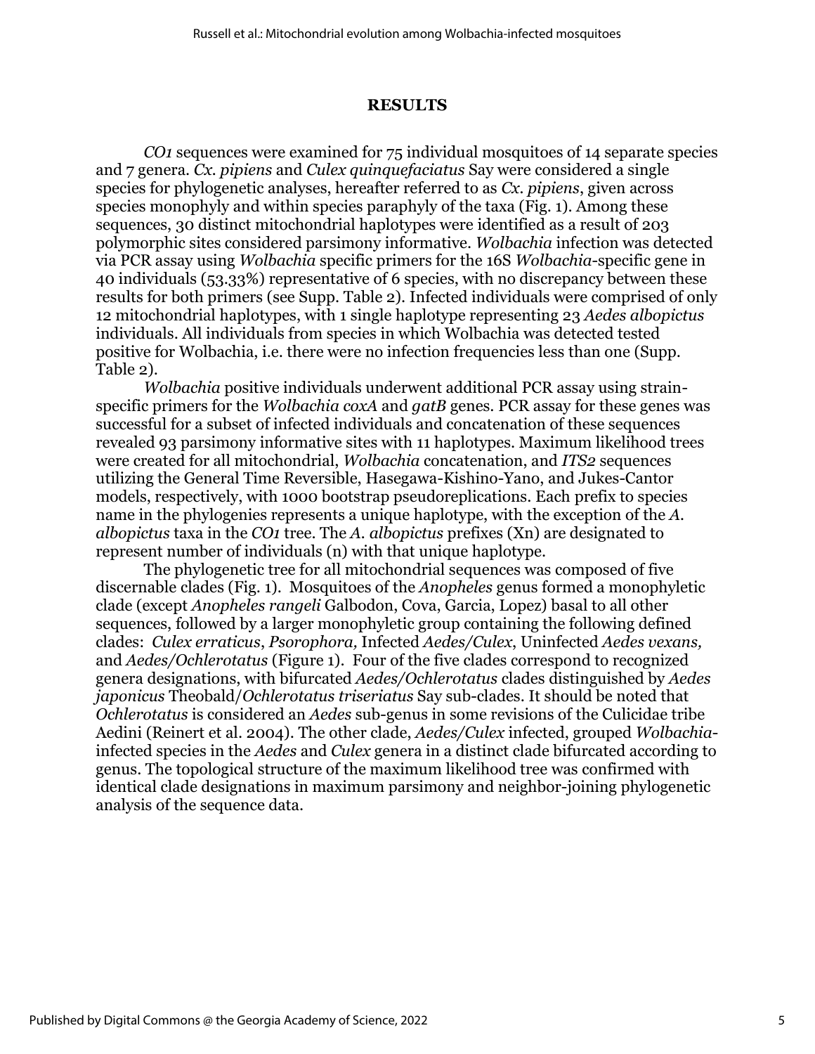## RESULTS

*CO1* sequences were examined for 75 individual mosquitoes of 14 separate species and 7 genera. *Cx. pipiens* and *Culex quinquefaciatus* Say were considered a single species for phylogenetic analyses, hereafter referred to as *Cx. pipiens*, given across species monophyly and within species paraphyly of the taxa (Fig. 1). Among these sequences, 30 distinct mitochondrial haplotypes were identified as a result of 203 polymorphic sites considered parsimony informative. *Wolbachia* infection was detected via PCR assay using *Wolbachia* specific primers for the 16S *Wolbachia*-specific gene in 40 individuals (53.33%) representative of 6 species, with no discrepancy between these results for both primers (see Supp. Table 2). Infected individuals were comprised of only 12 mitochondrial haplotypes, with 1 single haplotype representing 23 *Aedes albopictus* individuals. All individuals from species in which Wolbachia was detected tested positive for Wolbachia, i.e. there were no infection frequencies less than one (Supp. Table 2).

*Wolbachia* positive individuals underwent additional PCR assay using strain-specific primers for the *Wolbachia coxA* and *gatB* genes. PCR assay for these genes was successful for a subset of infected individuals and concatenation of these sequences revealed 93 parsimony informative sites with 11 haplotypes. Maximum likelihood trees were created for all mitochondrial, *Wolbachia* concatenation, and *ITS2* sequences utilizing the General Time Reversible, Hasegawa-Kishino-Yano, and Jukes-Cantor models, respectively, with 1000 bootstrap pseudoreplications. Each prefix to species name in the phylogenies represents a unique haplotype, with the exception of the *A. albopictus* taxa in the *CO1* tree. The *A. albopictus* prefixes (Xn) are designated to represent number of individuals (n) with that unique haplotype.

The phylogenetic tree for all mitochondrial sequences was composed of five discernable clades (Fig. 1). Mosquitoes of the *Anopheles* genus formed a monophyletic clade (except *Anopheles rangeli* Galbodon, Cova, Garcia, Lopez) basal to all other sequences, followed by a larger monophyletic group containing the following defined clades: *Culex erraticus*, *Psorophora,* Infected *Aedes/Culex*, Uninfected *Aedes vexans,* and *Aedes/Ochlerotatus* (Figure 1). Four of the five clades correspond to recognized genera designations, with bifurcated *Aedes/Ochlerotatus* clades distinguished by *Aedes japonicus* Theobald/*Ochlerotatus triseriatus* Say sub-clades. It should be noted that *Ochlerotatus* is considered an *Aedes* sub-genus in some revisions of the Culicidae tribe Aedini (Reinert et al. 2004). The other clade, *Aedes/Culex* infected, grouped *Wolbachia*-infected species in the *Aedes* and *Culex* genera in a distinct clade bifurcated according to genus. The topological structure of the maximum likelihood tree was confirmed with identical clade designations in maximum parsimony and neighbor-joining phylogenetic analysis of the sequence data.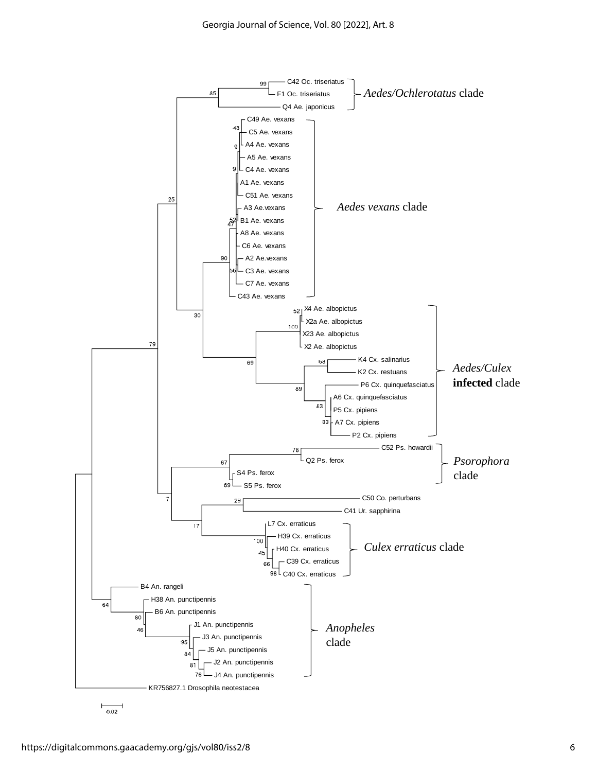C42 Oc. triseriatus
F1 Oc. triseriatus
Q4 Ae. japonicus

*Aedes/Ochlerotatus* clade

C49 Ae. vexans
C5 Ae. vexans
A4 Ae. vexans
A5 Ae. vexans
C4 Ae. vexans
A1 Ae. vexans
C51 Ae. vexans
A3 Ae.vexans
B1 Ae. vexans
A8 Ae. vexans
C6 Ae. vexans
A2 Ae.vexans
C3 Ae. vexans
C7 Ae. vexans
C43 Ae. vexans

*Aedes vexans* clade

X4 Ae. albopictus
X2a Ae. albopictus
X23 Ae. albopictus
X2 Ae. albopictus
K4 Cx. salinarius
K2 Cx. restuans
P6 Cx. quinquefasciatus
A6 Cx. quinquefasciatus
P5 Cx. pipiens
A7 Cx. pipiens
P2 Cx. pipiens

*Aedes/Culex* **infected** clade

C52 Ps. howardii
Q2 Ps. ferox
S4 Ps. ferox
S5 Ps. ferox

*Psorophora* clade

C50 Co. perturbans
C41 Ur. sapphirina

L7 Cx. erraticus
H39 Cx. erraticus
H40 Cx. erraticus
C39 Cx. erraticus
C40 Cx. erraticus

*Culex erraticus* clade

B4 An. rangeli
H38 An. punctipennis
B6 An. punctipennis
J1 An. punctipennis
J3 An. punctipennis
J5 An. punctipennis
J2 An. punctipennis
J4 An. punctipennis

*Anopheles* clade

KR756827.1 Drosophila neotestacea

0.02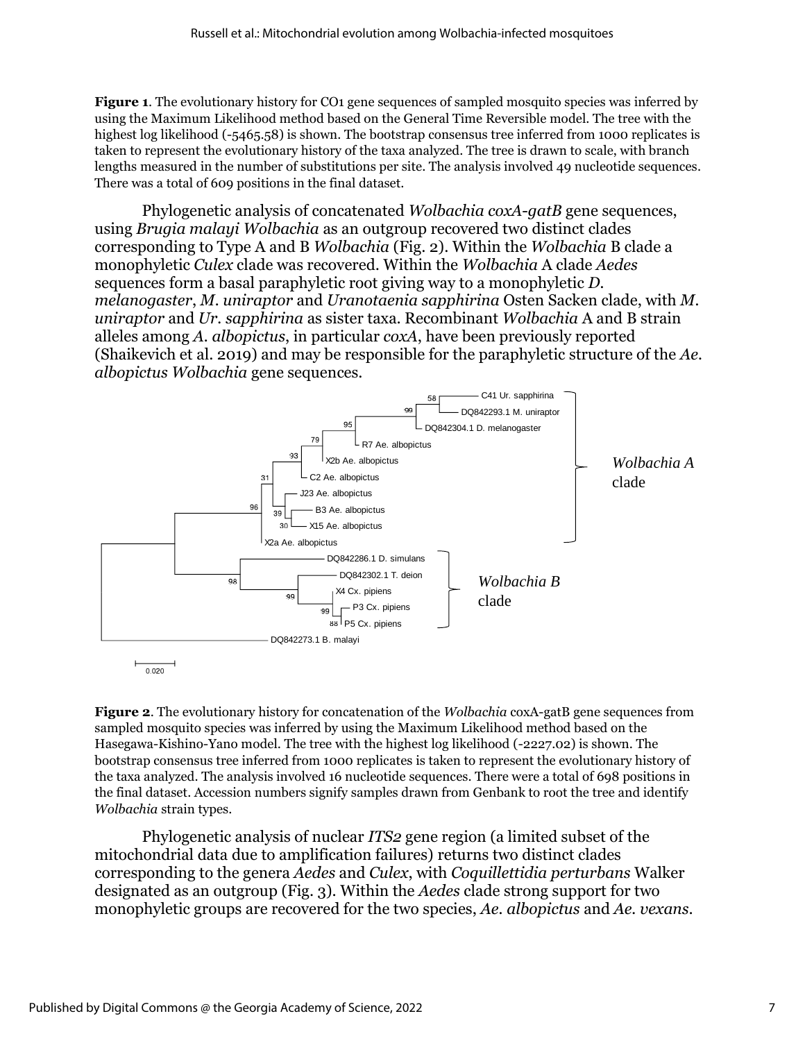**Figure 1**. The evolutionary history for CO1 gene sequences of sampled mosquito species was inferred by using the Maximum Likelihood method based on the General Time Reversible model. The tree with the highest log likelihood (-5465.58) is shown. The bootstrap consensus tree inferred from 1000 replicates is taken to represent the evolutionary history of the taxa analyzed. The tree is drawn to scale, with branch lengths measured in the number of substitutions per site. The analysis involved 49 nucleotide sequences. There was a total of 609 positions in the final dataset.

Phylogenetic analysis of concatenated *Wolbachia coxA-gatB* gene sequences, using *Brugia malayi Wolbachia* as an outgroup recovered two distinct clades corresponding to Type A and B *Wolbachia* (Fig. 2). Within the *Wolbachia* B clade a monophyletic *Culex* clade was recovered. Within the *Wolbachia* A clade *Aedes* sequences form a basal paraphyletic root giving way to a monophyletic *D. melanogaster*, *M. uniraptor* and *Uranotaenia sapphirina* Osten Sacken clade, with *M. uniraptor* and *Ur. sapphirina* as sister taxa. Recombinant *Wolbachia* A and B strain alleles among *A. albopictus*, in particular *coxA*, have been previously reported (Shaikevich et al. 2019) and may be responsible for the paraphyletic structure of the *Ae. albopictus Wolbachia* gene sequences.

**Figure 2**. The evolutionary history for concatenation of the *Wolbachia* coxA-gatB gene sequences from sampled mosquito species was inferred by using the Maximum Likelihood method based on the Hasegawa-Kishino-Yano model. The tree with the highest log likelihood (-2227.02) is shown. The bootstrap consensus tree inferred from 1000 replicates is taken to represent the evolutionary history of the taxa analyzed. The analysis involved 16 nucleotide sequences. There were a total of 698 positions in the final dataset. Accession numbers signify samples drawn from Genbank to root the tree and identify *Wolbachia* strain types.

Phylogenetic analysis of nuclear *ITS2* gene region (a limited subset of the mitochondrial data due to amplification failures) returns two distinct clades corresponding to the genera *Aedes* and *Culex*, with *Coquillettidia perturbans* Walker designated as an outgroup (Fig. 3). Within the *Aedes* clade strong support for two monophyletic groups are recovered for the two species, *Ae. albopictus* and *Ae. vexans*.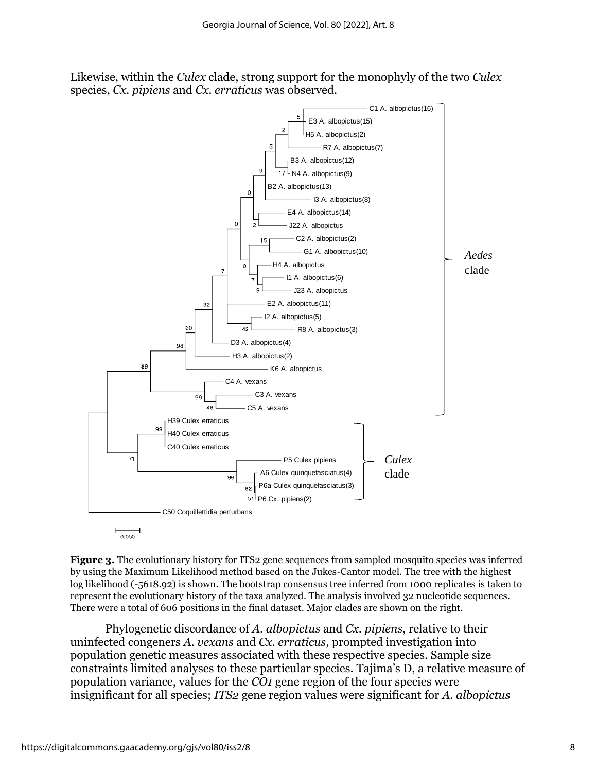Likewise, within the *Culex* clade, strong support for the monophyly of the two *Culex* species, *Cx. pipiens* and *Cx. erraticus* was observed.

**Figure 3.** The evolutionary history for ITS2 gene sequences from sampled mosquito species was inferred by using the Maximum Likelihood method based on the Jukes-Cantor model. The tree with the highest log likelihood (-5618.92) is shown. The bootstrap consensus tree inferred from 1000 replicates is taken to represent the evolutionary history of the taxa analyzed. The analysis involved 32 nucleotide sequences. There were a total of 606 positions in the final dataset. Major clades are shown on the right.

Phylogenetic discordance of *A. albopictus* and *Cx. pipiens*, relative to their uninfected congeners *A. vexans* and *Cx. erraticus*, prompted investigation into population genetic measures associated with these respective species. Sample size constraints limited analyses to these particular species. Tajima's D, a relative measure of population variance, values for the *CO1* gene region of the four species were insignificant for all species; *ITS2* gene region values were significant for *A. albopictus*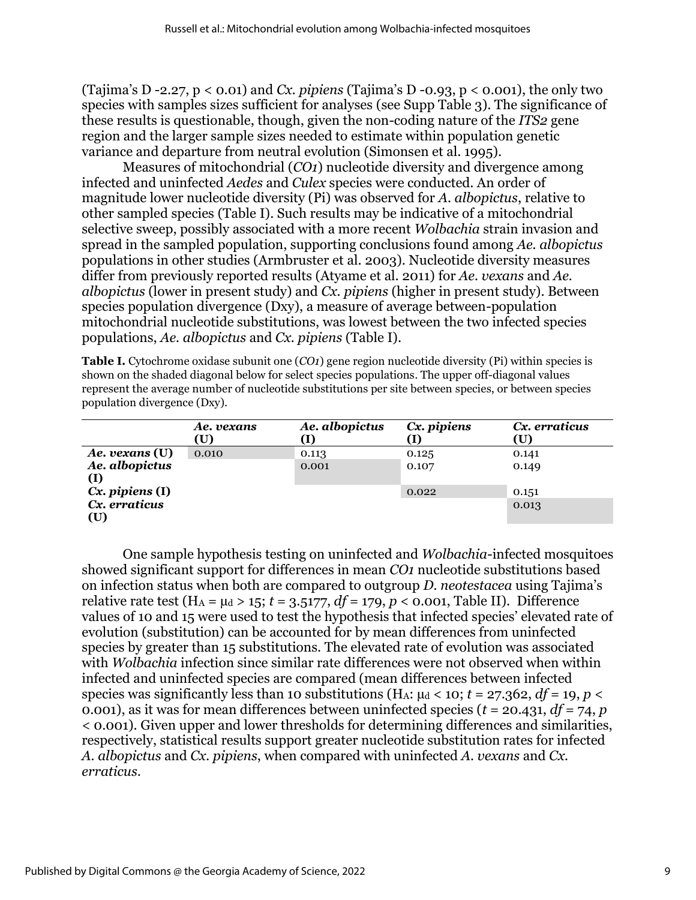(Tajima's D -2.27, $p < 0.01$) and *Cx. pipiens* (Tajima's D -0.93, $p < 0.001$), the only two species with samples sizes sufficient for analyses (see Supp Table 3). The significance of these results is questionable, though, given the non-coding nature of the *ITS2* gene region and the larger sample sizes needed to estimate within population genetic variance and departure from neutral evolution (Simonsen et al. 1995).

Measures of mitochondrial (*CO1*) nucleotide diversity and divergence among infected and uninfected *Aedes* and *Culex* species were conducted. An order of magnitude lower nucleotide diversity (Pi) was observed for *A. albopictus*, relative to other sampled species (Table I). Such results may be indicative of a mitochondrial selective sweep, possibly associated with a more recent *Wolbachia* strain invasion and spread in the sampled population, supporting conclusions found among *Ae. albopictus* populations in other studies (Armbruster et al. 2003). Nucleotide diversity measures differ from previously reported results (Atyame et al. 2011) for *Ae. vexans* and *Ae. albopictus* (lower in present study) and *Cx. pipiens* (higher in present study). Between species population divergence (Dxy), a measure of average between-population mitochondrial nucleotide substitutions, was lowest between the two infected species populations, *Ae. albopictus* and *Cx. pipiens* (Table I).

**Table I.** Cytochrome oxidase subunit one (*CO1*) gene region nucleotide diversity (Pi) within species is shown on the shaded diagonal below for select species populations. The upper off-diagonal values represent the average number of nucleotide substitutions per site between species, or between species population divergence (Dxy).

| | ***Ae. vexans* (U)** | ***Ae. albopictus* (I)** | ***Cx. pipiens* (I)** | ***Cx. erraticus* (U)** |
|---|---|---|---|---|
| ***Ae. vexans* (U)** | 0.010 | 0.113 | 0.125 | 0.141 |
| ***Ae. albopictus* (I)** | | 0.001 | 0.107 | 0.149 |
| ***Cx. pipiens* (I)** | | | 0.022 | 0.151 |
| ***Cx. erraticus* (U)** | | | | 0.013 |

One sample hypothesis testing on uninfected and *Wolbachia*-infected mosquitoes showed significant support for differences in mean *CO1* nucleotide substitutions based on infection status when both are compared to outgroup *D. neotestacea* using Tajima's relative rate test ($H_A = \mu_d > 15$; $t = 3.5177$, $df = 179$, $p < 0.001$, Table II). Difference values of 10 and 15 were used to test the hypothesis that infected species' elevated rate of evolution (substitution) can be accounted for by mean differences from uninfected species by greater than 15 substitutions. The elevated rate of evolution was associated with *Wolbachia* infection since similar rate differences were not observed when within infected and uninfected species are compared (mean differences between infected species was significantly less than 10 substitutions ($H_A$: $\mu_d < 10$; $t = 27.362$, $df = 19$, $p < 0.001$), as it was for mean differences between uninfected species ($t = 20.431$, $df = 74$, $p < 0.001$). Given upper and lower thresholds for determining differences and similarities, respectively, statistical results support greater nucleotide substitution rates for infected *A. albopictus* and *Cx. pipiens*, when compared with uninfected *A. vexans* and *Cx. erraticus*.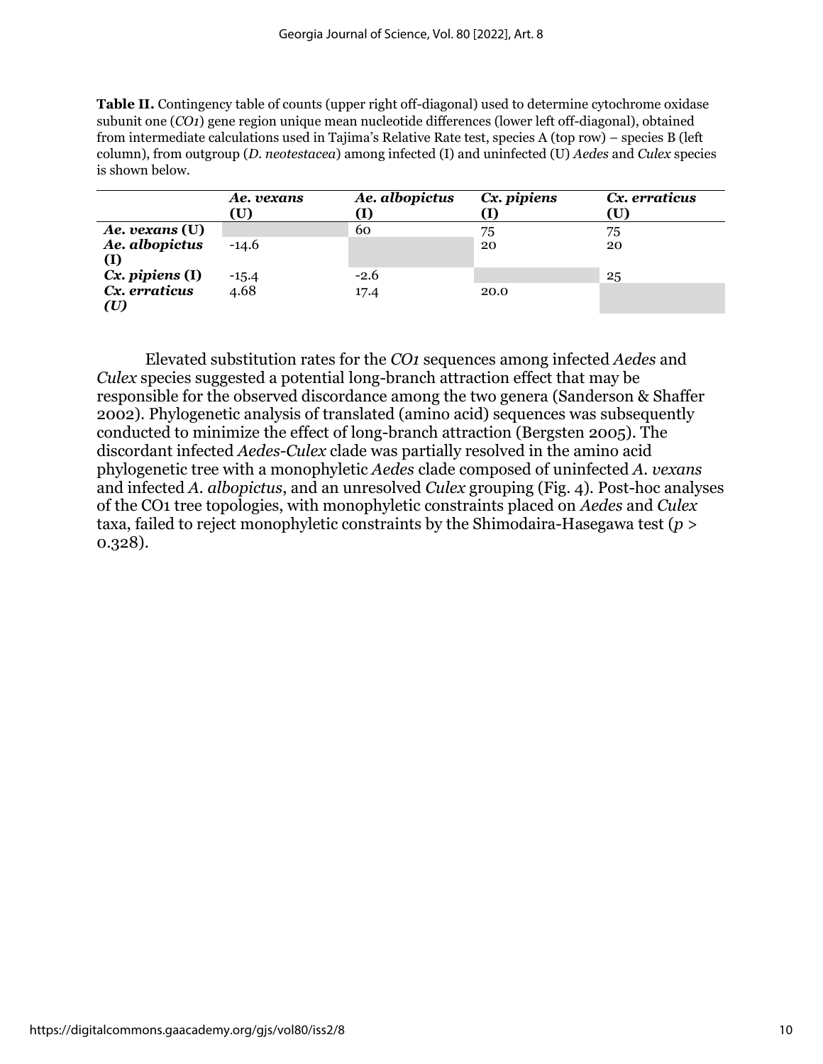**Table II.** Contingency table of counts (upper right off-diagonal) used to determine cytochrome oxidase subunit one (*CO1*) gene region unique mean nucleotide differences (lower left off-diagonal), obtained from intermediate calculations used in Tajima's Relative Rate test, species A (top row) – species B (left column), from outgroup (*D. neotestacea*) among infected (I) and uninfected (U) *Aedes* and *Culex* species is shown below.

| | ***Ae. vexans* (U)** | ***Ae. albopictus* (I)** | ***Cx. pipiens* (I)** | ***Cx. erraticus* (U)** |
|---|---|---|---|---|
| ***Ae. vexans* (U)** | | 60 | 75 | 75 |
| ***Ae. albopictus* (I)** | -14.6 | | 20 | 20 |
| ***Cx. pipiens* (I)** | -15.4 | -2.6 | | 25 |
| ***Cx. erraticus* (U)** | 4.68 | 17.4 | 20.0 | |

Elevated substitution rates for the *CO1* sequences among infected *Aedes* and *Culex* species suggested a potential long-branch attraction effect that may be responsible for the observed discordance among the two genera (Sanderson & Shaffer 2002). Phylogenetic analysis of translated (amino acid) sequences was subsequently conducted to minimize the effect of long-branch attraction (Bergsten 2005). The discordant infected *Aedes*-*Culex* clade was partially resolved in the amino acid phylogenetic tree with a monophyletic *Aedes* clade composed of uninfected *A. vexans* and infected *A. albopictus*, and an unresolved *Culex* grouping (Fig. 4). Post-hoc analyses of the CO1 tree topologies, with monophyletic constraints placed on *Aedes* and *Culex* taxa, failed to reject monophyletic constraints by the Shimodaira-Hasegawa test ($p >$ 0.328).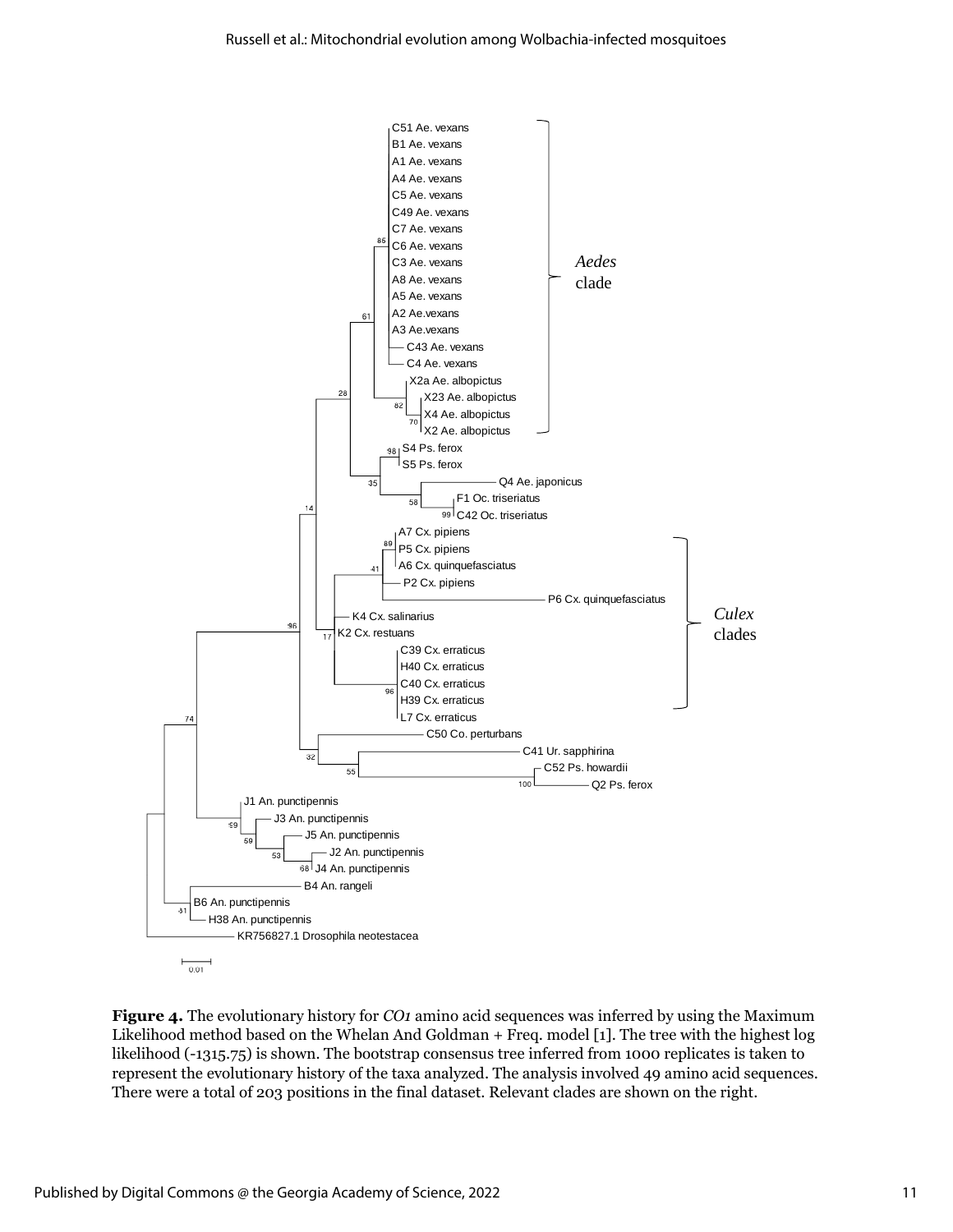**Figure 4.** The evolutionary history for *CO1* amino acid sequences was inferred by using the Maximum Likelihood method based on the Whelan And Goldman + Freq. model [1]. The tree with the highest log likelihood (-1315.75) is shown. The bootstrap consensus tree inferred from 1000 replicates is taken to represent the evolutionary history of the taxa analyzed. The analysis involved 49 amino acid sequences. There were a total of 203 positions in the final dataset. Relevant clades are shown on the right.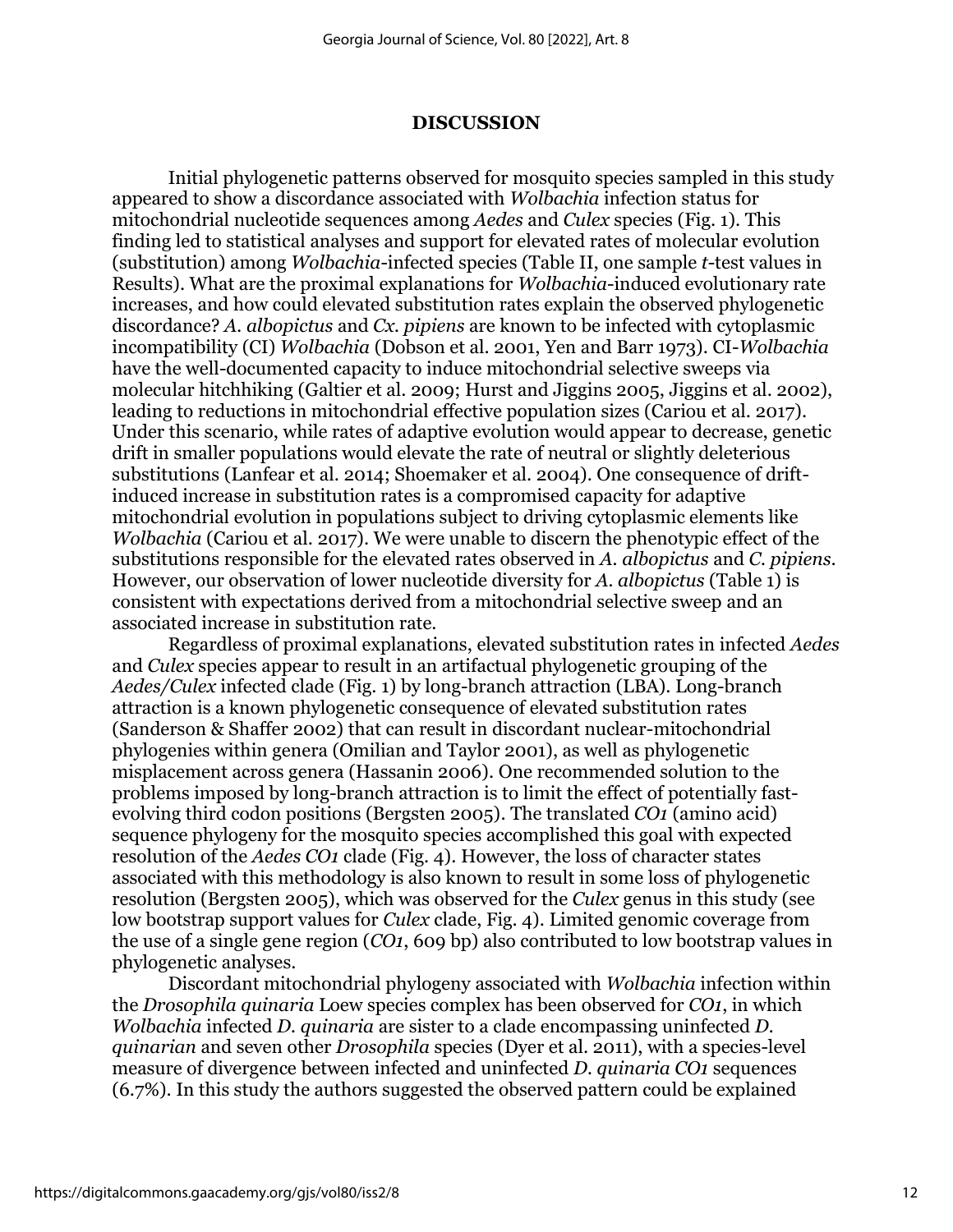## DISCUSSION

Initial phylogenetic patterns observed for mosquito species sampled in this study appeared to show a discordance associated with *Wolbachia* infection status for mitochondrial nucleotide sequences among *Aedes* and *Culex* species (Fig. 1). This finding led to statistical analyses and support for elevated rates of molecular evolution (substitution) among *Wolbachia*-infected species (Table II, one sample *t*-test values in Results). What are the proximal explanations for *Wolbachia*-induced evolutionary rate increases, and how could elevated substitution rates explain the observed phylogenetic discordance? *A. albopictus* and *Cx. pipiens* are known to be infected with cytoplasmic incompatibility (CI) *Wolbachia* (Dobson et al. 2001, Yen and Barr 1973). CI-*Wolbachia* have the well-documented capacity to induce mitochondrial selective sweeps via molecular hitchhiking (Galtier et al. 2009; Hurst and Jiggins 2005, Jiggins et al. 2002), leading to reductions in mitochondrial effective population sizes (Cariou et al. 2017). Under this scenario, while rates of adaptive evolution would appear to decrease, genetic drift in smaller populations would elevate the rate of neutral or slightly deleterious substitutions (Lanfear et al. 2014; Shoemaker et al. 2004). One consequence of drift-induced increase in substitution rates is a compromised capacity for adaptive mitochondrial evolution in populations subject to driving cytoplasmic elements like *Wolbachia* (Cariou et al. 2017). We were unable to discern the phenotypic effect of the substitutions responsible for the elevated rates observed in *A. albopictus* and *C. pipiens*. However, our observation of lower nucleotide diversity for *A. albopictus* (Table 1) is consistent with expectations derived from a mitochondrial selective sweep and an associated increase in substitution rate.

Regardless of proximal explanations, elevated substitution rates in infected *Aedes* and *Culex* species appear to result in an artifactual phylogenetic grouping of the *Aedes/Culex* infected clade (Fig. 1) by long-branch attraction (LBA). Long-branch attraction is a known phylogenetic consequence of elevated substitution rates (Sanderson & Shaffer 2002) that can result in discordant nuclear-mitochondrial phylogenies within genera (Omilian and Taylor 2001), as well as phylogenetic misplacement across genera (Hassanin 2006). One recommended solution to the problems imposed by long-branch attraction is to limit the effect of potentially fast-evolving third codon positions (Bergsten 2005). The translated *CO1* (amino acid) sequence phylogeny for the mosquito species accomplished this goal with expected resolution of the *Aedes CO1* clade (Fig. 4). However, the loss of character states associated with this methodology is also known to result in some loss of phylogenetic resolution (Bergsten 2005), which was observed for the *Culex* genus in this study (see low bootstrap support values for *Culex* clade, Fig. 4). Limited genomic coverage from the use of a single gene region (*CO1*, 609 bp) also contributed to low bootstrap values in phylogenetic analyses.

Discordant mitochondrial phylogeny associated with *Wolbachia* infection within the *Drosophila quinaria* Loew species complex has been observed for *CO1*, in which *Wolbachia* infected *D. quinaria* are sister to a clade encompassing uninfected *D. quinarian* and seven other *Drosophila* species (Dyer et al. 2011), with a species-level measure of divergence between infected and uninfected *D. quinaria CO1* sequences (6.7%). In this study the authors suggested the observed pattern could be explained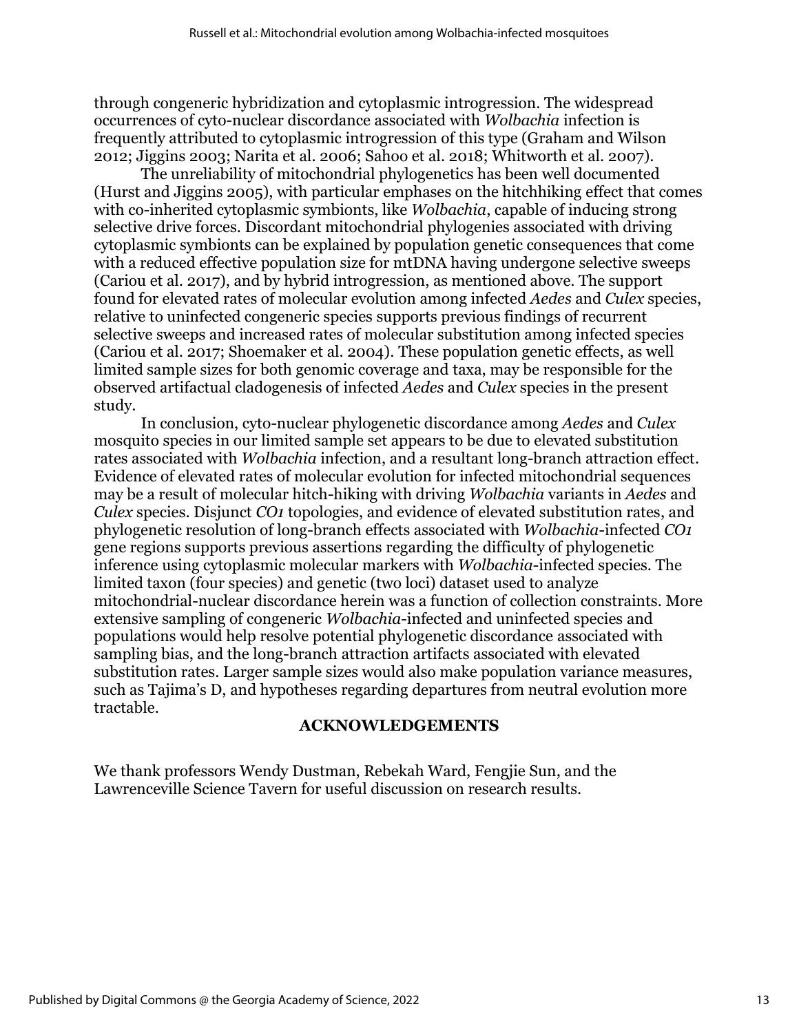through congeneric hybridization and cytoplasmic introgression. The widespread occurrences of cyto-nuclear discordance associated with *Wolbachia* infection is frequently attributed to cytoplasmic introgression of this type (Graham and Wilson 2012; Jiggins 2003; Narita et al. 2006; Sahoo et al. 2018; Whitworth et al. 2007).

The unreliability of mitochondrial phylogenetics has been well documented (Hurst and Jiggins 2005), with particular emphases on the hitchhiking effect that comes with co-inherited cytoplasmic symbionts, like *Wolbachia*, capable of inducing strong selective drive forces. Discordant mitochondrial phylogenies associated with driving cytoplasmic symbionts can be explained by population genetic consequences that come with a reduced effective population size for mtDNA having undergone selective sweeps (Cariou et al. 2017), and by hybrid introgression, as mentioned above. The support found for elevated rates of molecular evolution among infected *Aedes* and *Culex* species, relative to uninfected congeneric species supports previous findings of recurrent selective sweeps and increased rates of molecular substitution among infected species (Cariou et al. 2017; Shoemaker et al. 2004). These population genetic effects, as well limited sample sizes for both genomic coverage and taxa, may be responsible for the observed artifactual cladogenesis of infected *Aedes* and *Culex* species in the present study.

In conclusion, cyto-nuclear phylogenetic discordance among *Aedes* and *Culex* mosquito species in our limited sample set appears to be due to elevated substitution rates associated with *Wolbachia* infection, and a resultant long-branch attraction effect. Evidence of elevated rates of molecular evolution for infected mitochondrial sequences may be a result of molecular hitch-hiking with driving *Wolbachia* variants in *Aedes* and *Culex* species. Disjunct *CO1* topologies, and evidence of elevated substitution rates, and phylogenetic resolution of long-branch effects associated with *Wolbachia*-infected *CO1* gene regions supports previous assertions regarding the difficulty of phylogenetic inference using cytoplasmic molecular markers with *Wolbachia*-infected species. The limited taxon (four species) and genetic (two loci) dataset used to analyze mitochondrial-nuclear discordance herein was a function of collection constraints. More extensive sampling of congeneric *Wolbachia*-infected and uninfected species and populations would help resolve potential phylogenetic discordance associated with sampling bias, and the long-branch attraction artifacts associated with elevated substitution rates. Larger sample sizes would also make population variance measures, such as Tajima's D, and hypotheses regarding departures from neutral evolution more tractable.

## ACKNOWLEDGEMENTS

We thank professors Wendy Dustman, Rebekah Ward, Fengjie Sun, and the Lawrenceville Science Tavern for useful discussion on research results.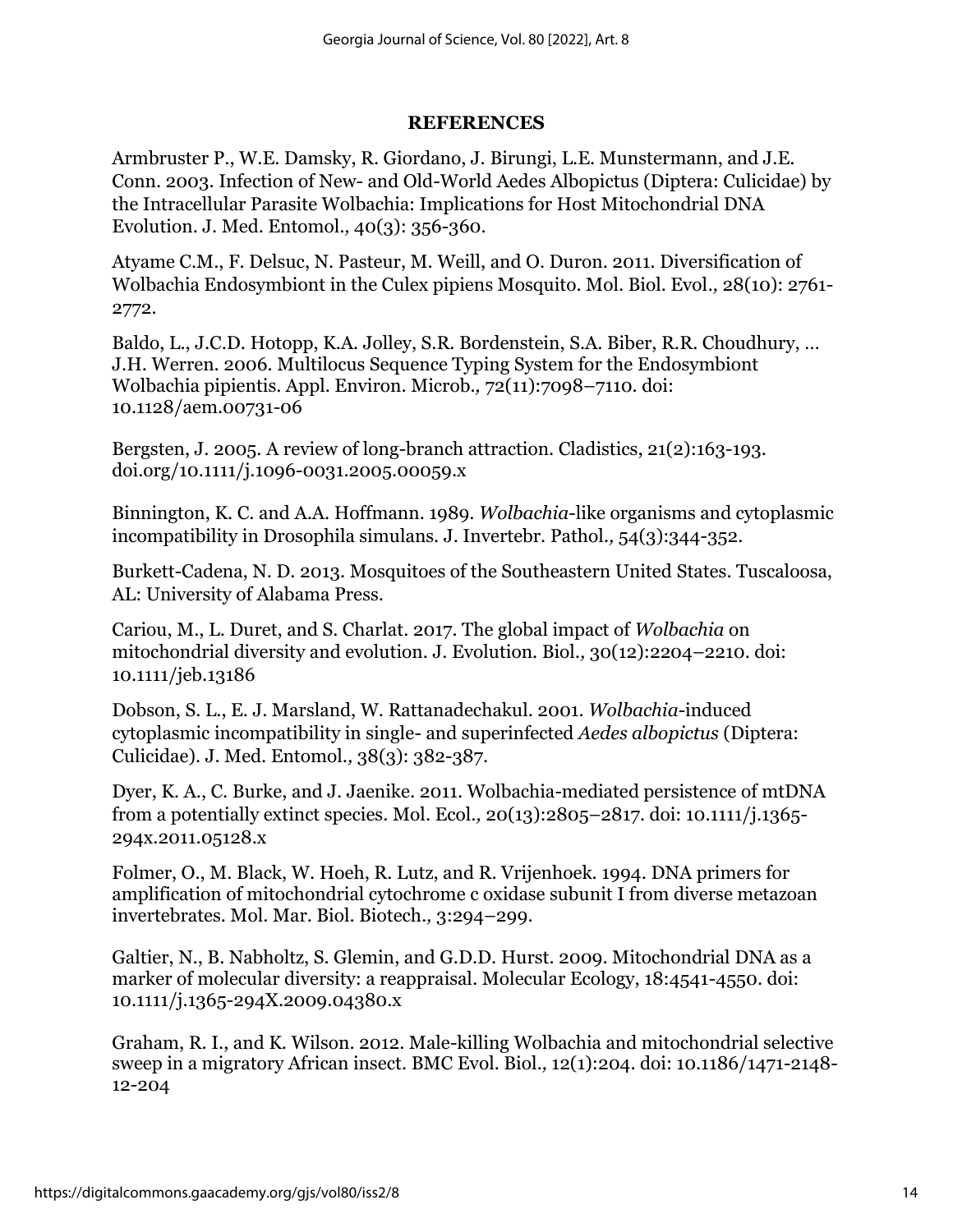## REFERENCES

Armbruster P., W.E. Damsky, R. Giordano, J. Birungi, L.E. Munstermann, and J.E. Conn. 2003. Infection of New- and Old-World Aedes Albopictus (Diptera: Culicidae) by the Intracellular Parasite Wolbachia: Implications for Host Mitochondrial DNA Evolution. J. Med. Entomol., 40(3): 356-360.

Atyame C.M., F. Delsuc, N. Pasteur, M. Weill, and O. Duron. 2011. Diversification of Wolbachia Endosymbiont in the Culex pipiens Mosquito. Mol. Biol. Evol., 28(10): 2761-2772.

Baldo, L., J.C.D. Hotopp, K.A. Jolley, S.R. Bordenstein, S.A. Biber, R.R. Choudhury, ... J.H. Werren. 2006. Multilocus Sequence Typing System for the Endosymbiont Wolbachia pipientis. Appl. Environ. Microb., 72(11):7098–7110. doi: 10.1128/aem.00731-06

Bergsten, J. 2005. A review of long-branch attraction. Cladistics, 21(2):163-193. doi.org/10.1111/j.1096-0031.2005.00059.x

Binnington, K. C. and A.A. Hoffmann. 1989. *Wolbachia*-like organisms and cytoplasmic incompatibility in Drosophila simulans. J. Invertebr. Pathol., 54(3):344-352.

Burkett-Cadena, N. D. 2013. Mosquitoes of the Southeastern United States. Tuscaloosa, AL: University of Alabama Press.

Cariou, M., L. Duret, and S. Charlat. 2017. The global impact of *Wolbachia* on mitochondrial diversity and evolution. J. Evolution. Biol., 30(12):2204–2210. doi: 10.1111/jeb.13186

Dobson, S. L., E. J. Marsland, W. Rattanadechakul. 2001. *Wolbachia*-induced cytoplasmic incompatibility in single- and superinfected *Aedes albopictus* (Diptera: Culicidae). J. Med. Entomol., 38(3): 382-387.

Dyer, K. A., C. Burke, and J. Jaenike. 2011. Wolbachia-mediated persistence of mtDNA from a potentially extinct species. Mol. Ecol., 20(13):2805–2817. doi: 10.1111/j.1365-294x.2011.05128.x

Folmer, O., M. Black, W. Hoeh, R. Lutz, and R. Vrijenhoek. 1994. DNA primers for amplification of mitochondrial cytochrome c oxidase subunit I from diverse metazoan invertebrates. Mol. Mar. Biol. Biotech., 3:294–299.

Galtier, N., B. Nabholtz, S. Glemin, and G.D.D. Hurst. 2009. Mitochondrial DNA as a marker of molecular diversity: a reappraisal. Molecular Ecology, 18:4541-4550. doi: 10.1111/j.1365-294X.2009.04380.x

Graham, R. I., and K. Wilson. 2012. Male-killing Wolbachia and mitochondrial selective sweep in a migratory African insect. BMC Evol. Biol., 12(1):204. doi: 10.1186/1471-2148-12-204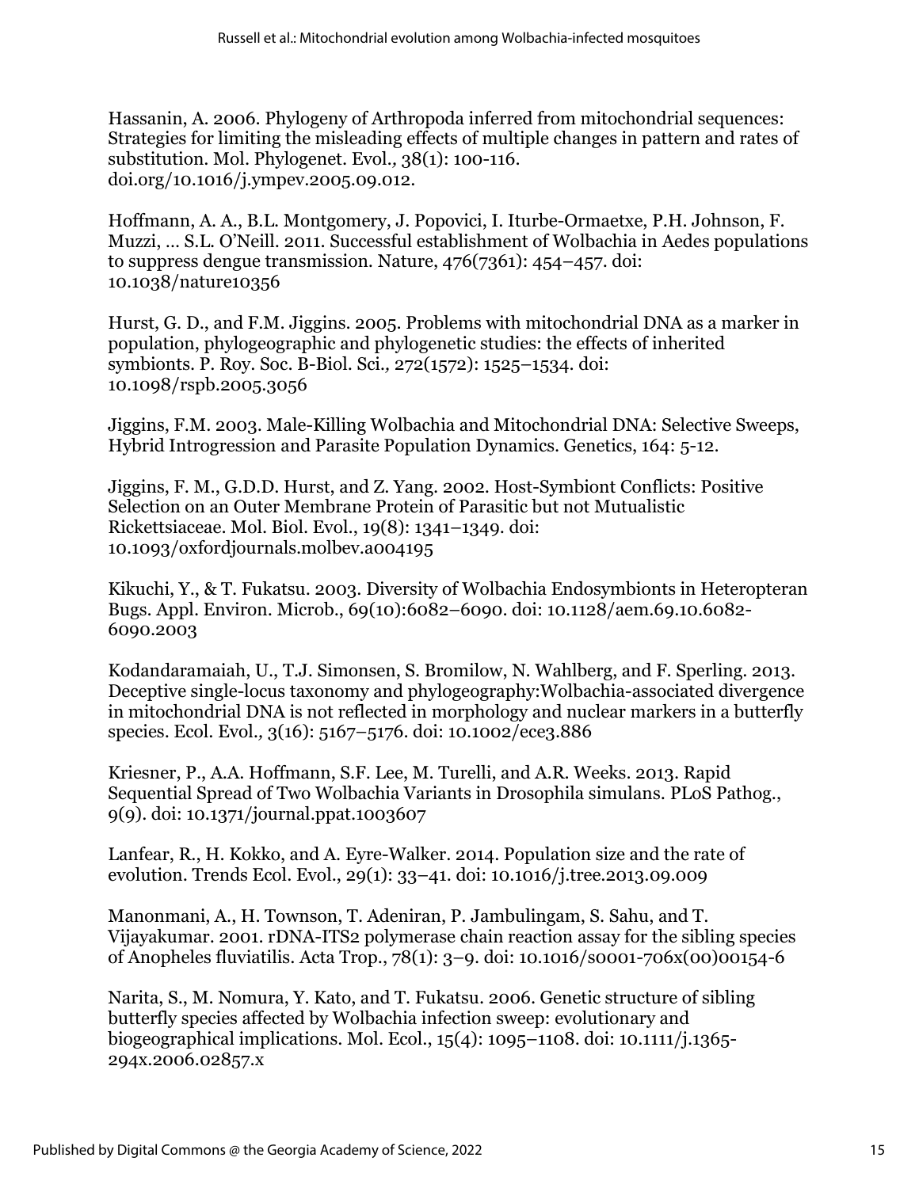Hassanin, A. 2006. Phylogeny of Arthropoda inferred from mitochondrial sequences: Strategies for limiting the misleading effects of multiple changes in pattern and rates of substitution. Mol. Phylogenet. Evol*.,* 38(1): 100-116. doi.org/10.1016/j.ympev.2005.09.012.

Hoffmann, A. A., B.L. Montgomery, J. Popovici, I. Iturbe-Ormaetxe, P.H. Johnson, F. Muzzi, … S.L. O'Neill. 2011. Successful establishment of Wolbachia in Aedes populations to suppress dengue transmission. Nature, 476(7361): 454–457. doi: 10.1038/nature10356

Hurst, G. D., and F.M. Jiggins. 2005. Problems with mitochondrial DNA as a marker in population, phylogeographic and phylogenetic studies: the effects of inherited symbionts. P. Roy. Soc. B-Biol. Sci*.,* 272(1572): 1525–1534. doi: 10.1098/rspb.2005.3056

Jiggins, F.M. 2003. Male-Killing Wolbachia and Mitochondrial DNA: Selective Sweeps, Hybrid Introgression and Parasite Population Dynamics. Genetics, 164: 5-12.

Jiggins, F. M., G.D.D. Hurst, and Z. Yang. 2002. Host-Symbiont Conflicts: Positive Selection on an Outer Membrane Protein of Parasitic but not Mutualistic Rickettsiaceae. Mol. Biol. Evol., 19(8): 1341–1349. doi: 10.1093/oxfordjournals.molbev.a004195

Kikuchi, Y., & T. Fukatsu. 2003. Diversity of Wolbachia Endosymbionts in Heteropteran Bugs. Appl. Environ. Microb., 69(10):6082–6090. doi: 10.1128/aem.69.10.6082-6090.2003

Kodandaramaiah, U., T.J. Simonsen, S. Bromilow, N. Wahlberg, and F. Sperling. 2013. Deceptive single-locus taxonomy and phylogeography:Wolbachia-associated divergence in mitochondrial DNA is not reflected in morphology and nuclear markers in a butterfly species. Ecol. Evol*.,* 3(16): 5167–5176. doi: 10.1002/ece3.886

Kriesner, P., A.A. Hoffmann, S.F. Lee, M. Turelli, and A.R. Weeks. 2013. Rapid Sequential Spread of Two Wolbachia Variants in Drosophila simulans. PLoS Pathog., 9(9). doi: 10.1371/journal.ppat.1003607

Lanfear, R., H. Kokko, and A. Eyre-Walker. 2014. Population size and the rate of evolution. Trends Ecol. Evol., 29(1): 33–41. doi: 10.1016/j.tree.2013.09.009

Manonmani, A., H. Townson, T. Adeniran, P. Jambulingam, S. Sahu, and T. Vijayakumar. 2001. rDNA-ITS2 polymerase chain reaction assay for the sibling species of Anopheles fluviatilis. Acta Trop., 78(1): 3–9. doi: 10.1016/s0001-706x(00)00154-6

Narita, S., M. Nomura, Y. Kato, and T. Fukatsu. 2006. Genetic structure of sibling butterfly species affected by Wolbachia infection sweep: evolutionary and biogeographical implications. Mol. Ecol., 15(4): 1095–1108. doi: 10.1111/j.1365-294x.2006.02857.x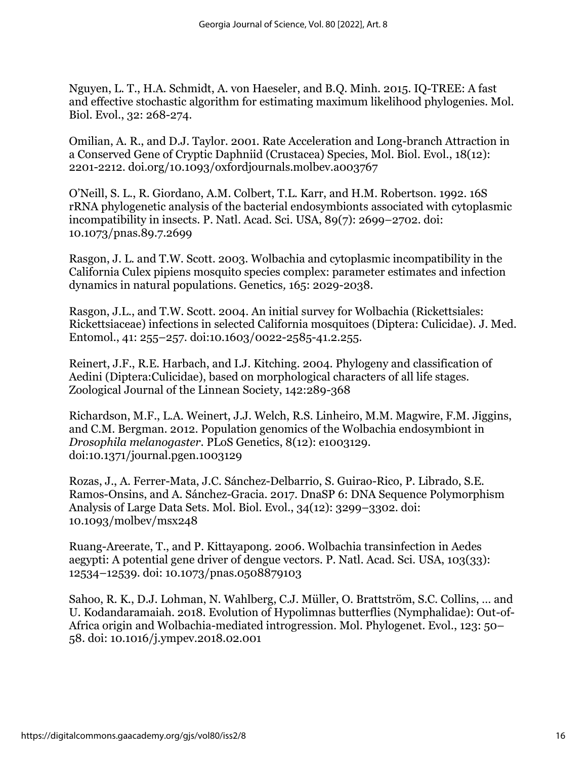Nguyen, L. T., H.A. Schmidt, A. von Haeseler, and B.Q. Minh. 2015. IQ-TREE: A fast and effective stochastic algorithm for estimating maximum likelihood phylogenies. Mol. Biol. Evol., 32: 268-274.

Omilian, A. R., and D.J. Taylor. 2001. Rate Acceleration and Long-branch Attraction in a Conserved Gene of Cryptic Daphniid (Crustacea) Species, Mol. Biol. Evol., 18(12): 2201-2212. doi.org/10.1093/oxfordjournals.molbev.a003767

O'Neill, S. L., R. Giordano, A.M. Colbert, T.L. Karr, and H.M. Robertson. 1992. 16S rRNA phylogenetic analysis of the bacterial endosymbionts associated with cytoplasmic incompatibility in insects. P. Natl. Acad. Sci. USA, 89(7): 2699–2702. doi: 10.1073/pnas.89.7.2699

Rasgon, J. L. and T.W. Scott. 2003. Wolbachia and cytoplasmic incompatibility in the California Culex pipiens mosquito species complex: parameter estimates and infection dynamics in natural populations. Genetics, 165: 2029-2038.

Rasgon, J.L., and T.W. Scott. 2004. An initial survey for Wolbachia (Rickettsiales: Rickettsiaceae) infections in selected California mosquitoes (Diptera: Culicidae). J. Med. Entomol., 41: 255–257. doi:10.1603/0022-2585-41.2.255.

Reinert, J.F., R.E. Harbach, and I.J. Kitching. 2004. Phylogeny and classification of Aedini (Diptera:Culicidae), based on morphological characters of all life stages. Zoological Journal of the Linnean Society, 142:289-368

Richardson, M.F., L.A. Weinert, J.J. Welch, R.S. Linheiro, M.M. Magwire, F.M. Jiggins, and C.M. Bergman. 2012. Population genomics of the Wolbachia endosymbiont in *Drosophila melanogaster*. PLoS Genetics, 8(12): e1003129. doi:10.1371/journal.pgen.1003129

Rozas, J., A. Ferrer-Mata, J.C. Sánchez-Delbarrio, S. Guirao-Rico, P. Librado, S.E. Ramos-Onsins, and A. Sánchez-Gracia. 2017. DnaSP 6: DNA Sequence Polymorphism Analysis of Large Data Sets. Mol. Biol. Evol., 34(12): 3299–3302. doi: 10.1093/molbev/msx248

Ruang-Areerate, T., and P. Kittayapong. 2006. Wolbachia transinfection in Aedes aegypti: A potential gene driver of dengue vectors. P. Natl. Acad. Sci. USA, 103(33): 12534–12539. doi: 10.1073/pnas.0508879103

Sahoo, R. K., D.J. Lohman, N. Wahlberg, C.J. Müller, O. Brattström, S.C. Collins, … and U. Kodandaramaiah. 2018. Evolution of Hypolimnas butterflies (Nymphalidae): Out-of-Africa origin and Wolbachia-mediated introgression. Mol. Phylogenet. Evol., 123: 50–58. doi: 10.1016/j.ympev.2018.02.001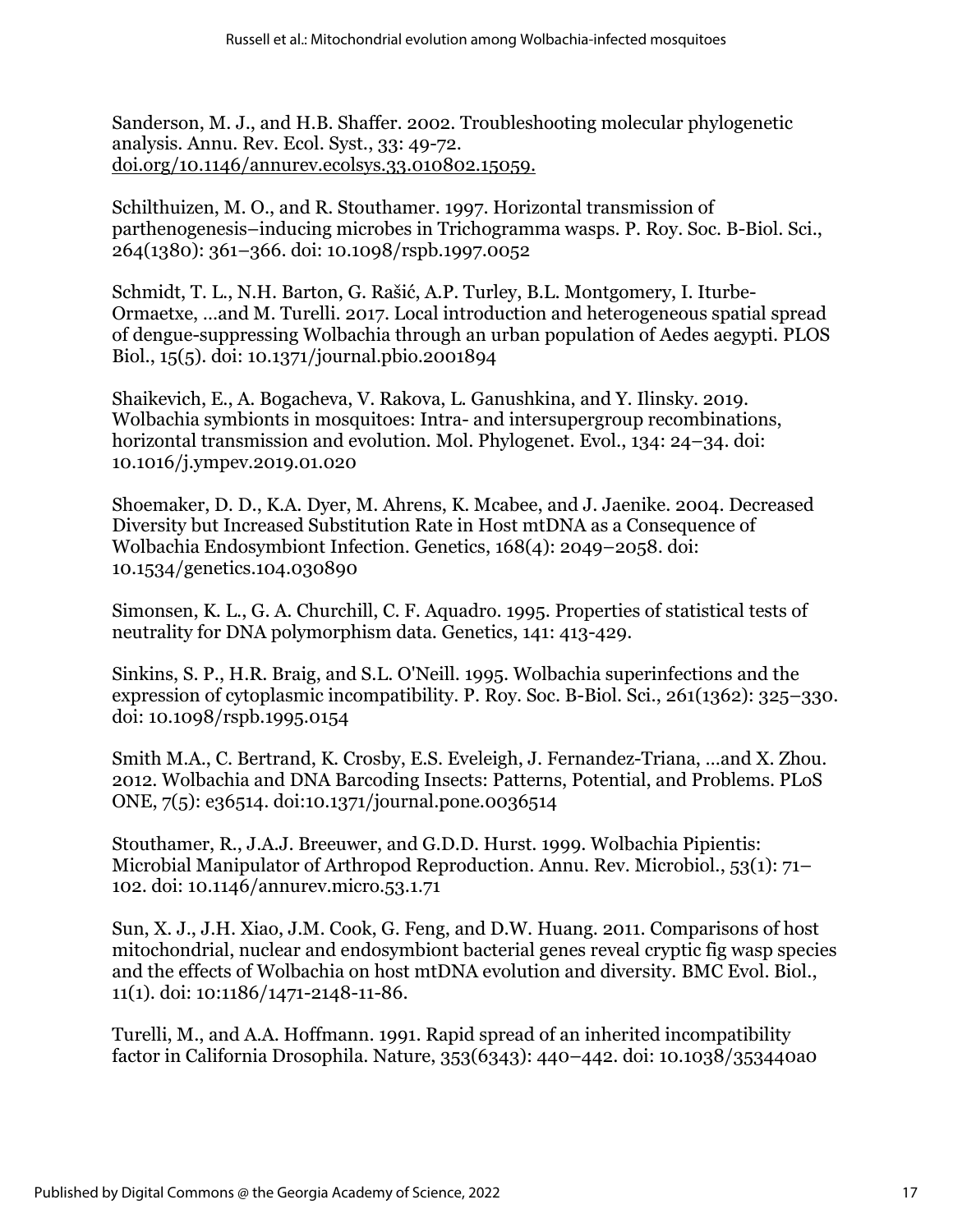Sanderson, M. J., and H.B. Shaffer. 2002. Troubleshooting molecular phylogenetic analysis. Annu. Rev. Ecol. Syst., 33: 49-72. doi.org/10.1146/annurev.ecolsys.33.010802.15059.

Schilthuizen, M. O., and R. Stouthamer. 1997. Horizontal transmission of parthenogenesis–inducing microbes in Trichogramma wasps. P. Roy. Soc. B-Biol. Sci., 264(1380): 361–366. doi: 10.1098/rspb.1997.0052

Schmidt, T. L., N.H. Barton, G. Rašić, A.P. Turley, B.L. Montgomery, I. Iturbe-Ormaetxe, …and M. Turelli. 2017. Local introduction and heterogeneous spatial spread of dengue-suppressing Wolbachia through an urban population of Aedes aegypti. PLOS Biol., 15(5). doi: 10.1371/journal.pbio.2001894

Shaikevich, E., A. Bogacheva, V. Rakova, L. Ganushkina, and Y. Ilinsky. 2019. Wolbachia symbionts in mosquitoes: Intra- and intersupergroup recombinations, horizontal transmission and evolution. Mol. Phylogenet. Evol., 134: 24–34. doi: 10.1016/j.ympev.2019.01.020

Shoemaker, D. D., K.A. Dyer, M. Ahrens, K. Mcabee, and J. Jaenike. 2004. Decreased Diversity but Increased Substitution Rate in Host mtDNA as a Consequence of Wolbachia Endosymbiont Infection. Genetics, 168(4): 2049–2058. doi: 10.1534/genetics.104.030890

Simonsen, K. L., G. A. Churchill, C. F. Aquadro. 1995. Properties of statistical tests of neutrality for DNA polymorphism data. Genetics, 141: 413-429.

Sinkins, S. P., H.R. Braig, and S.L. O'Neill. 1995. Wolbachia superinfections and the expression of cytoplasmic incompatibility. P. Roy. Soc. B-Biol. Sci., 261(1362): 325–330. doi: 10.1098/rspb.1995.0154

Smith M.A., C. Bertrand, K. Crosby, E.S. Eveleigh, J. Fernandez-Triana, …and X. Zhou. 2012. Wolbachia and DNA Barcoding Insects: Patterns, Potential, and Problems. PLoS ONE, 7(5): e36514. doi:10.1371/journal.pone.0036514

Stouthamer, R., J.A.J. Breeuwer, and G.D.D. Hurst. 1999. Wolbachia Pipientis: Microbial Manipulator of Arthropod Reproduction. Annu. Rev. Microbiol., 53(1): 71–102. doi: 10.1146/annurev.micro.53.1.71

Sun, X. J., J.H. Xiao, J.M. Cook, G. Feng, and D.W. Huang. 2011. Comparisons of host mitochondrial, nuclear and endosymbiont bacterial genes reveal cryptic fig wasp species and the effects of Wolbachia on host mtDNA evolution and diversity. BMC Evol. Biol., 11(1). doi: 10:1186/1471-2148-11-86.

Turelli, M., and A.A. Hoffmann. 1991. Rapid spread of an inherited incompatibility factor in California Drosophila. Nature, 353(6343): 440–442. doi: 10.1038/353440a0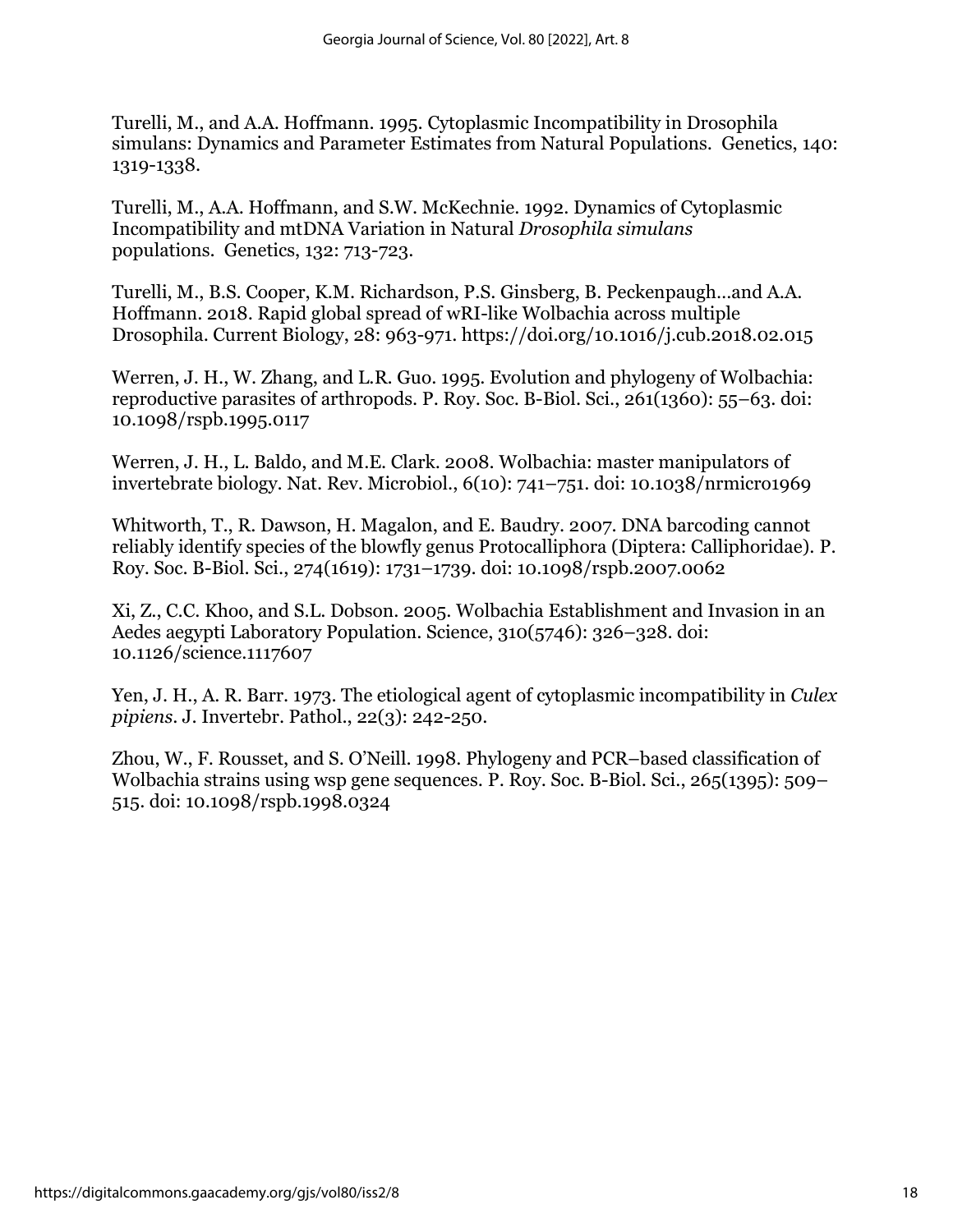Turelli, M., and A.A. Hoffmann. 1995. Cytoplasmic Incompatibility in Drosophila simulans: Dynamics and Parameter Estimates from Natural Populations. Genetics, 140: 1319-1338.

Turelli, M., A.A. Hoffmann, and S.W. McKechnie. 1992. Dynamics of Cytoplasmic Incompatibility and mtDNA Variation in Natural *Drosophila simulans* populations. Genetics, 132: 713-723.

Turelli, M., B.S. Cooper, K.M. Richardson, P.S. Ginsberg, B. Peckenpaugh…and A.A. Hoffmann. 2018. Rapid global spread of wRI-like Wolbachia across multiple Drosophila. Current Biology, 28: 963-971. https://doi.org/10.1016/j.cub.2018.02.015

Werren, J. H., W. Zhang, and L.R. Guo. 1995. Evolution and phylogeny of Wolbachia: reproductive parasites of arthropods. P. Roy. Soc. B-Biol. Sci., 261(1360): 55–63. doi: 10.1098/rspb.1995.0117

Werren, J. H., L. Baldo, and M.E. Clark. 2008. Wolbachia: master manipulators of invertebrate biology. Nat. Rev. Microbiol., 6(10): 741–751. doi: 10.1038/nrmicro1969

Whitworth, T., R. Dawson, H. Magalon, and E. Baudry. 2007. DNA barcoding cannot reliably identify species of the blowfly genus Protocalliphora (Diptera: Calliphoridae). P. Roy. Soc. B-Biol. Sci., 274(1619): 1731–1739. doi: 10.1098/rspb.2007.0062

Xi, Z., C.C. Khoo, and S.L. Dobson. 2005. Wolbachia Establishment and Invasion in an Aedes aegypti Laboratory Population. Science, 310(5746): 326–328. doi: 10.1126/science.1117607

Yen, J. H., A. R. Barr. 1973. The etiological agent of cytoplasmic incompatibility in *Culex pipiens*. J. Invertebr. Pathol., 22(3): 242-250.

Zhou, W., F. Rousset, and S. O'Neill. 1998. Phylogeny and PCR–based classification of Wolbachia strains using wsp gene sequences. P. Roy. Soc. B-Biol. Sci., 265(1395): 509–515. doi: 10.1098/rspb.1998.0324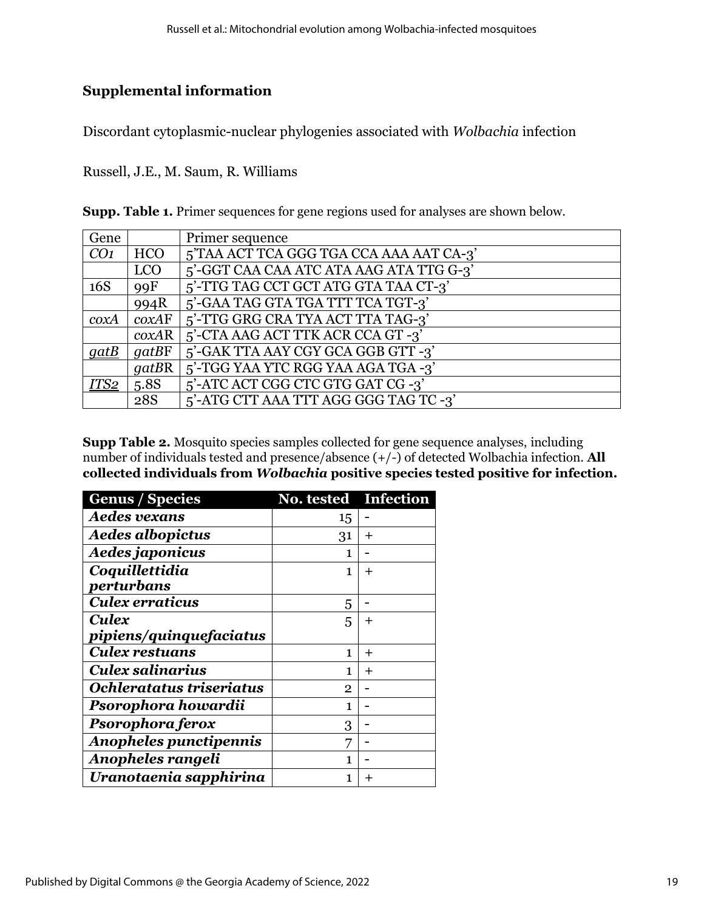## Supplemental information

Discordant cytoplasmic-nuclear phylogenies associated with *Wolbachia* infection

Russell, J.E., M. Saum, R. Williams

**Supp. Table 1.** Primer sequences for gene regions used for analyses are shown below.

| Gene | | Primer sequence |
|---|---|---|
| *CO1* | HCO | 5'TAA ACT TCA GGG TGA CCA AAA AAT CA-3' |
| | LCO | 5'-GGT CAA CAA ATC ATA AAG ATA TTG G-3' |
| 16S | 99F | 5'-TTG TAG CCT GCT ATG GTA TAA CT-3' |
| | 994R | 5'-GAA TAG GTA TGA TTT TCA TGT-3' |
| *coxA* | *coxA*F | 5'-TTG GRG CRA TYA ACT TTA TAG-3' |
| | *coxA*R | 5'-CTA AAG ACT TTK ACR CCA GT -3' |
| *gatB* | *gatB*F | 5'-GAK TTA AAY CGY GCA GGB GTT -3' |
| | *gatB*R | 5'-TGG YAA YTC RGG YAA AGA TGA -3' |
| *ITS2* | 5.8S | 5'-ATC ACT CGG CTC GTG GAT CG -3' |
| | 28S | 5'-ATG CTT AAA TTT AGG GGG TAG TC -3' |

**Supp Table 2.** Mosquito species samples collected for gene sequence analyses, including number of individuals tested and presence/absence (+/-) of detected Wolbachia infection. **All collected individuals from *Wolbachia* positive species tested positive for infection.**

| Genus / Species | No. tested | Infection |
|---|---|---|
| ***Aedes vexans*** | 15 | - |
| ***Aedes albopictus*** | 31 | + |
| ***Aedes japonicus*** | 1 | - |
| ***Coquillettidia perturbans*** | 1 | + |
| ***Culex erraticus*** | 5 | - |
| ***Culex pipiens/quinquefaciatus*** | 5 | + |
| ***Culex restuans*** | 1 | + |
| ***Culex salinarius*** | 1 | + |
| ***Ochleratatus triseriatus*** | 2 | - |
| ***Psorophora howardii*** | 1 | - |
| ***Psorophora ferox*** | 3 | - |
| ***Anopheles punctipennis*** | 7 | - |
| ***Anopheles rangeli*** | 1 | - |
| ***Uranotaenia sapphirina*** | 1 | + |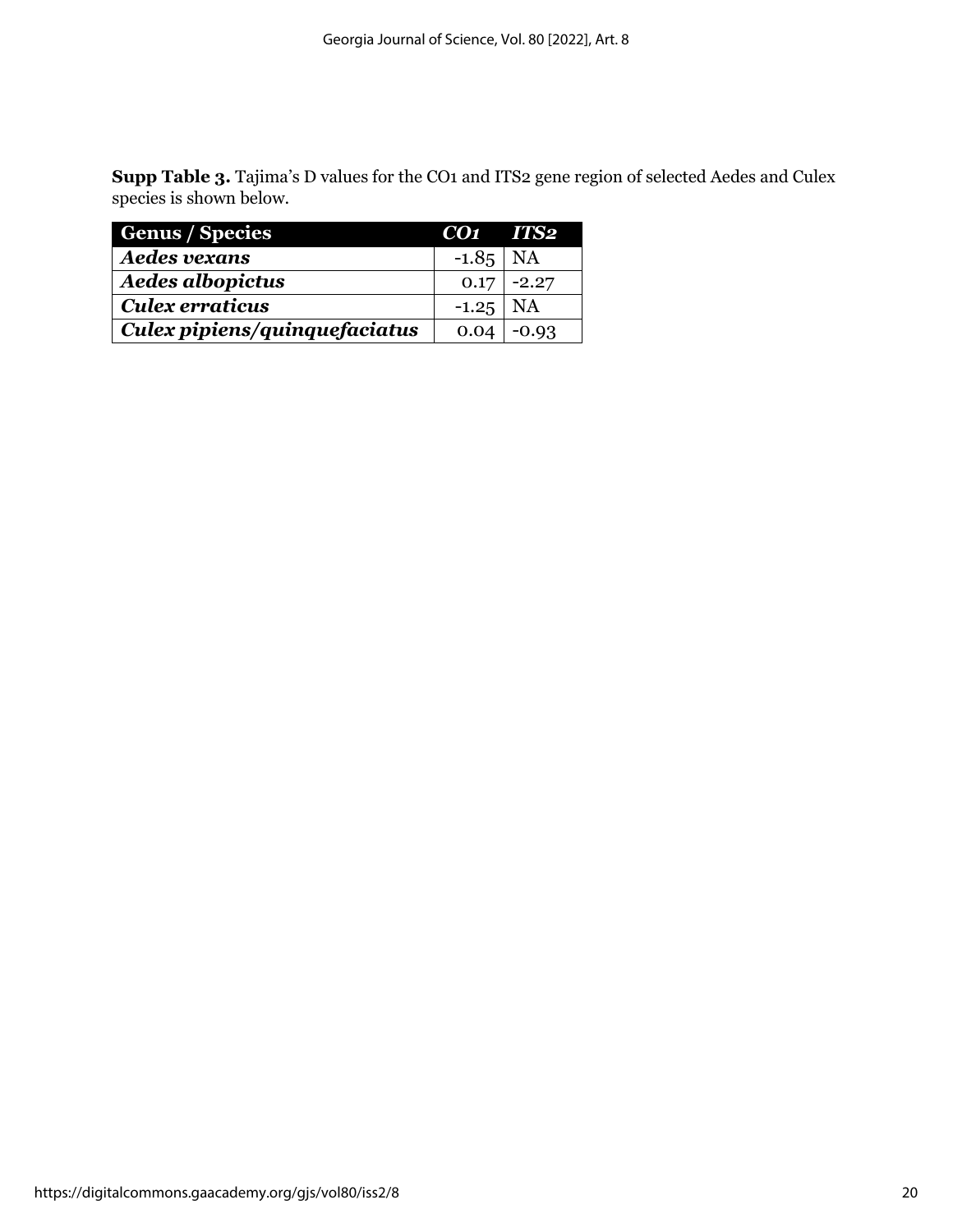**Supp Table 3.** Tajima's D values for the CO1 and ITS2 gene region of selected Aedes and Culex species is shown below.

| Genus / Species | *CO1* | *ITS2* |
| --- | --- | --- |
| ***Aedes vexans*** | -1.85 | NA |
| ***Aedes albopictus*** | 0.17 | -2.27 |
| ***Culex erraticus*** | -1.25 | NA |
| ***Culex pipiens/quinquefaciatus*** | 0.04 | -0.93 |